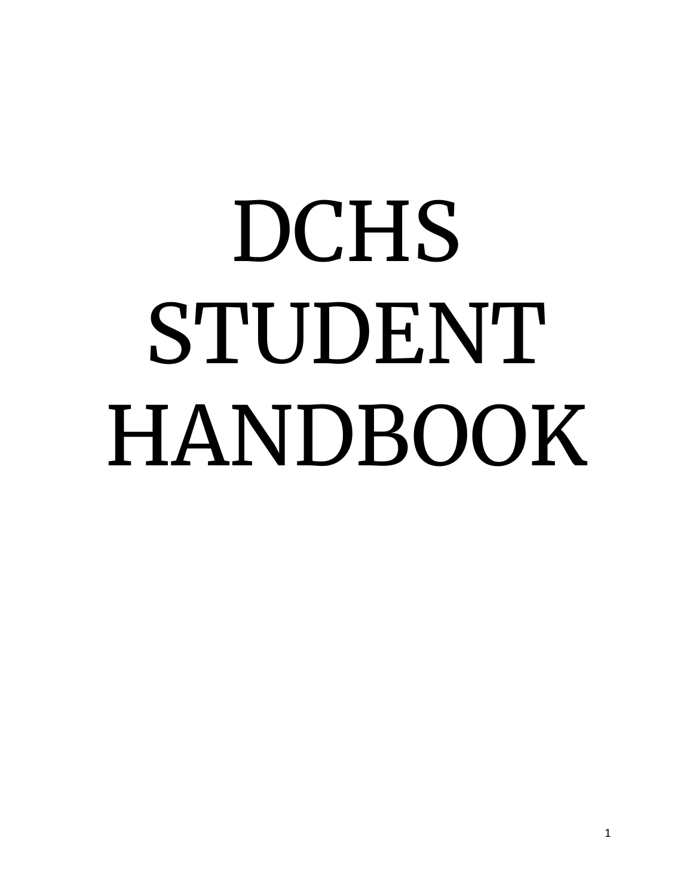# DCHS STUDENT HANDBOOK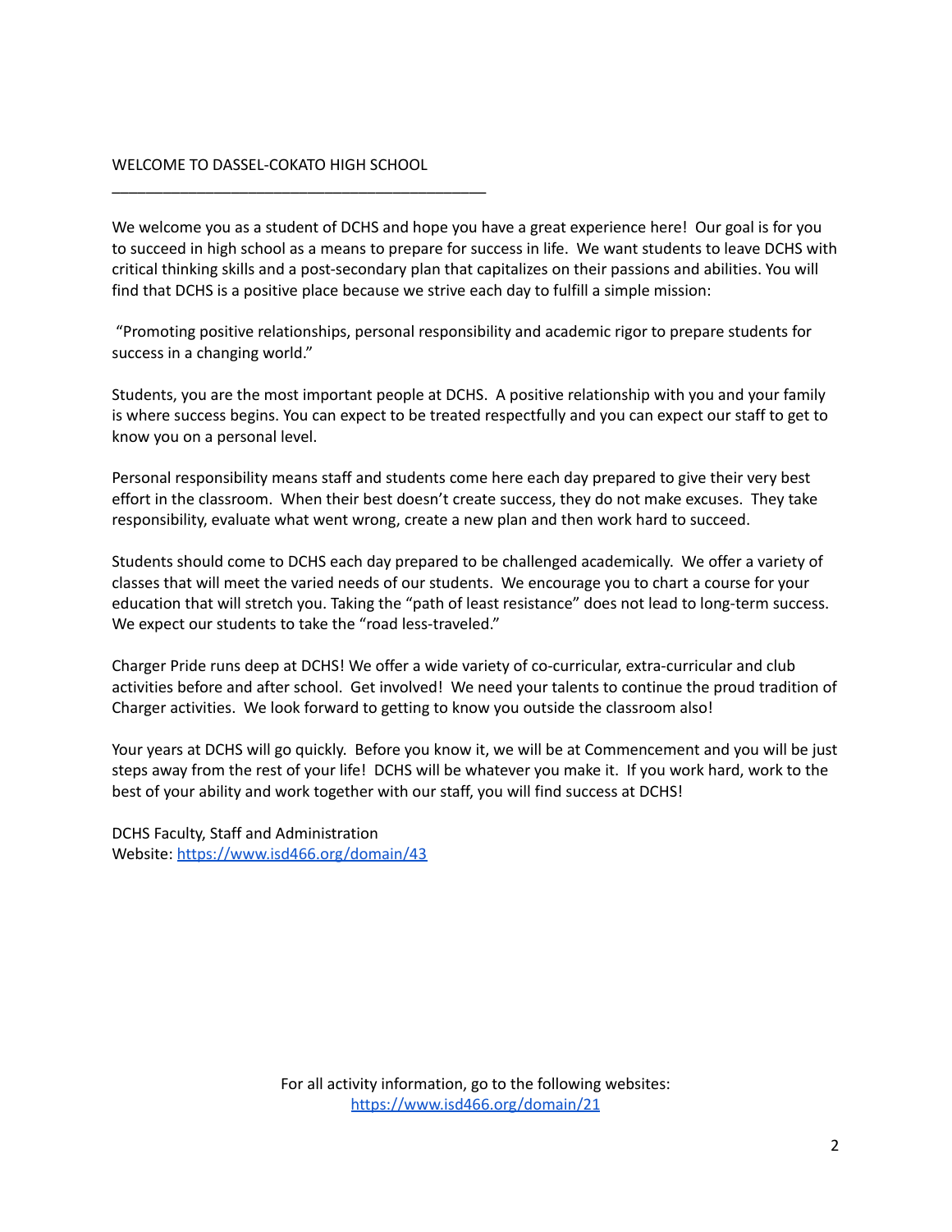# WELCOME TO DASSEL-COKATO HIGH SCHOOL

---

We welcome you as a student of DCHS and hope you have a great experience here! Our goal is for you to succeed in high school as a means to prepare for success in life. We want students to leave DCHS with critical thinking skills and a post-secondary plan that capitalizes on their passions and abilities. You will find that DCHS is a positive place because we strive each day to fulfill a simple mission:

"Promoting positive relationships, personal responsibility and academic rigor to prepare students for success in a changing world."

Students, you are the most important people at DCHS. A positive relationship with you and your family is where success begins. You can expect to be treated respectfully and you can expect our staff to get to know you on a personal level.

Personal responsibility means staff and students come here each day prepared to give their very best effort in the classroom. When their best doesn't create success, they do not make excuses. They take responsibility, evaluate what went wrong, create a new plan and then work hard to succeed.

Students should come to DCHS each day prepared to be challenged academically. We offer a variety of classes that will meet the varied needs of our students. We encourage you to chart a course for your education that will stretch you. Taking the "path of least resistance" does not lead to long-term success. We expect our students to take the "road less-traveled."

Charger Pride runs deep at DCHS! We offer a wide variety of co-curricular, extra-curricular and club activities before and after school. Get involved! We need your talents to continue the proud tradition of Charger activities. We look forward to getting to know you outside the classroom also!

Your years at DCHS will go quickly. Before you know it, we will be at Commencement and you will be just steps away from the rest of your life! DCHS will be whatever you make it. If you work hard, work to the best of your ability and work together with our staff, you will find success at DCHS!

DCHS Faculty, Staff and Administration
Website: https://www.isd466.org/domain/43

For all activity information, go to the following websites:
https://www.isd466.org/domain/21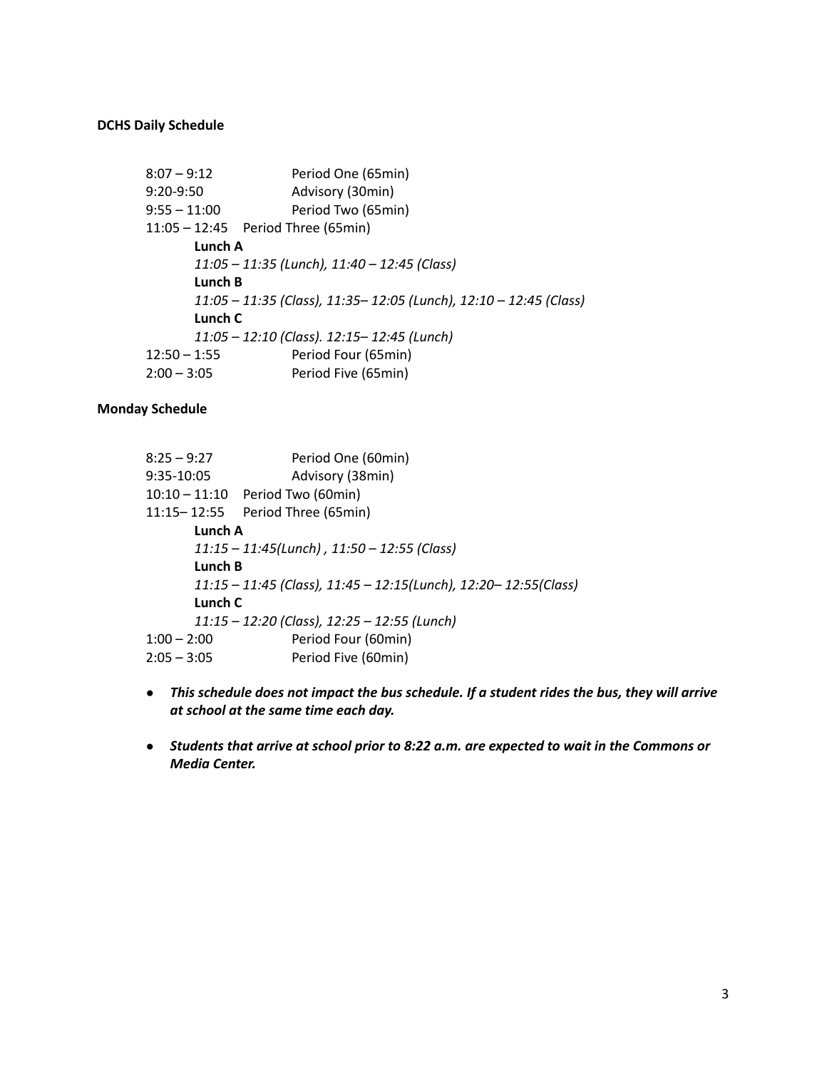**DCHS Daily Schedule**

8:07 – 9:12 Period One (65min)
9:20-9:50 Advisory (30min)
9:55 – 11:00 Period Two (65min)
11:05 – 12:45 Period Three (65min)

**Lunch A**

*11:05 – 11:35 (Lunch), 11:40 – 12:45 (Class)*

**Lunch B**

*11:05 – 11:35 (Class), 11:35– 12:05 (Lunch), 12:10 – 12:45 (Class)*

**Lunch C**

*11:05 – 12:10 (Class). 12:15– 12:45 (Lunch)*

12:50 – 1:55 Period Four (65min)
2:00 – 3:05 Period Five (65min)

**Monday Schedule**

8:25 – 9:27 Period One (60min)
9:35-10:05 Advisory (38min)
10:10 – 11:10 Period Two (60min)
11:15– 12:55 Period Three (65min)

**Lunch A**

*11:15 – 11:45(Lunch) , 11:50 – 12:55 (Class)*

**Lunch B**

*11:15 – 11:45 (Class), 11:45 – 12:15(Lunch), 12:20– 12:55(Class)*

**Lunch C**

*11:15 – 12:20 (Class), 12:25 – 12:55 (Lunch)*

1:00 – 2:00 Period Four (60min)
2:05 – 3:05 Period Five (60min)

- ***This schedule does not impact the bus schedule. If a student rides the bus, they will arrive at school at the same time each day.***
- ***Students that arrive at school prior to 8:22 a.m. are expected to wait in the Commons or Media Center.***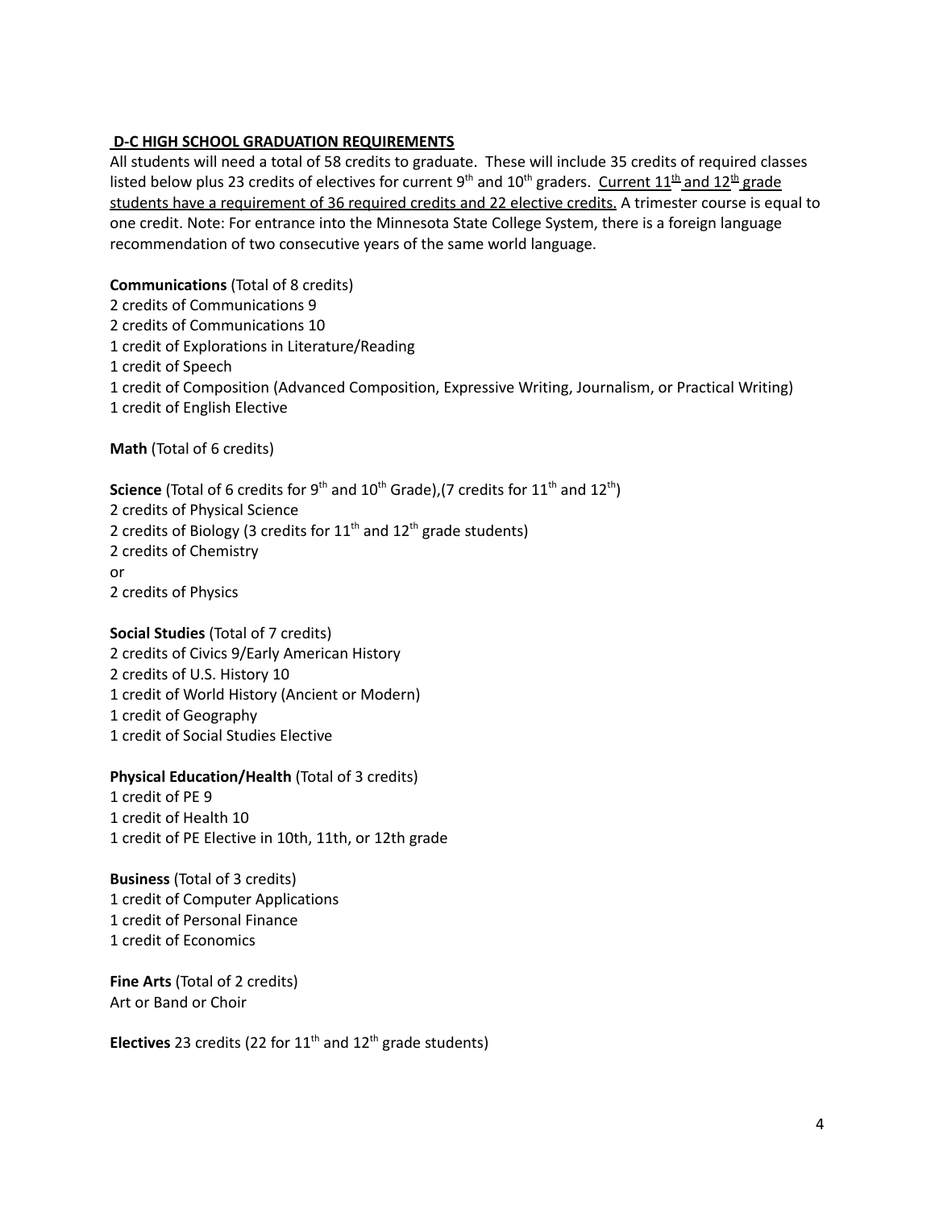## D-C HIGH SCHOOL GRADUATION REQUIREMENTS

All students will need a total of 58 credits to graduate. These will include 35 credits of required classes listed below plus 23 credits of electives for current 9th and 10th graders. Current 11th and 12th grade students have a requirement of 36 required credits and 22 elective credits. A trimester course is equal to one credit. Note: For entrance into the Minnesota State College System, there is a foreign language recommendation of two consecutive years of the same world language.

**Communications** (Total of 8 credits)
2 credits of Communications 9
2 credits of Communications 10
1 credit of Explorations in Literature/Reading
1 credit of Speech
1 credit of Composition (Advanced Composition, Expressive Writing, Journalism, or Practical Writing)
1 credit of English Elective

**Math** (Total of 6 credits)

**Science** (Total of 6 credits for 9th and 10th Grade),(7 credits for 11th and 12th)
2 credits of Physical Science
2 credits of Biology (3 credits for 11th and 12th grade students)
2 credits of Chemistry
or
2 credits of Physics

**Social Studies** (Total of 7 credits)
2 credits of Civics 9/Early American History
2 credits of U.S. History 10
1 credit of World History (Ancient or Modern)
1 credit of Geography
1 credit of Social Studies Elective

**Physical Education/Health** (Total of 3 credits)
1 credit of PE 9
1 credit of Health 10
1 credit of PE Elective in 10th, 11th, or 12th grade

**Business** (Total of 3 credits)
1 credit of Computer Applications
1 credit of Personal Finance
1 credit of Economics

**Fine Arts** (Total of 2 credits)
Art or Band or Choir

**Electives** 23 credits (22 for 11th and 12th grade students)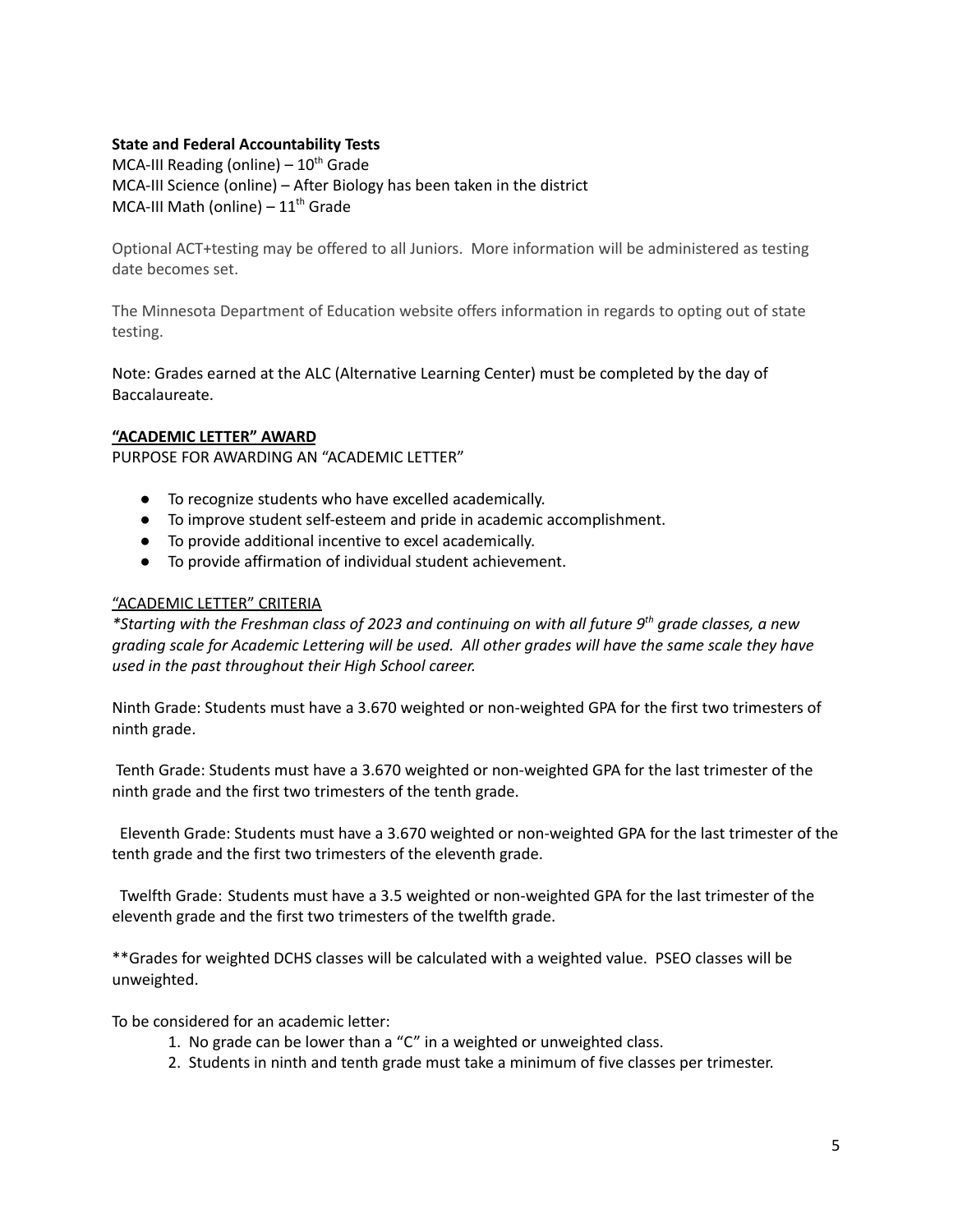**State and Federal Accountability Tests**
MCA-III Reading (online) – 10th Grade
MCA-III Science (online) – After Biology has been taken in the district
MCA-III Math (online) – 11th Grade

Optional ACT+testing may be offered to all Juniors. More information will be administered as testing date becomes set.

The Minnesota Department of Education website offers information in regards to opting out of state testing.

Note: Grades earned at the ALC (Alternative Learning Center) must be completed by the day of Baccalaureate.

**"ACADEMIC LETTER" AWARD**

PURPOSE FOR AWARDING AN "ACADEMIC LETTER"

- To recognize students who have excelled academically.
- To improve student self-esteem and pride in academic accomplishment.
- To provide additional incentive to excel academically.
- To provide affirmation of individual student achievement.

"ACADEMIC LETTER" CRITERIA

*\*Starting with the Freshman class of 2023 and continuing on with all future 9th grade classes, a new grading scale for Academic Lettering will be used. All other grades will have the same scale they have used in the past throughout their High School career.*

Ninth Grade: Students must have a 3.670 weighted or non-weighted GPA for the first two trimesters of ninth grade.

Tenth Grade: Students must have a 3.670 weighted or non-weighted GPA for the last trimester of the ninth grade and the first two trimesters of the tenth grade.

Eleventh Grade: Students must have a 3.670 weighted or non-weighted GPA for the last trimester of the tenth grade and the first two trimesters of the eleventh grade.

Twelfth Grade: Students must have a 3.5 weighted or non-weighted GPA for the last trimester of the eleventh grade and the first two trimesters of the twelfth grade.

**Grades for weighted DCHS classes will be calculated with a weighted value. PSEO classes will be unweighted.

To be considered for an academic letter:

1. No grade can be lower than a "C" in a weighted or unweighted class.
2. Students in ninth and tenth grade must take a minimum of five classes per trimester.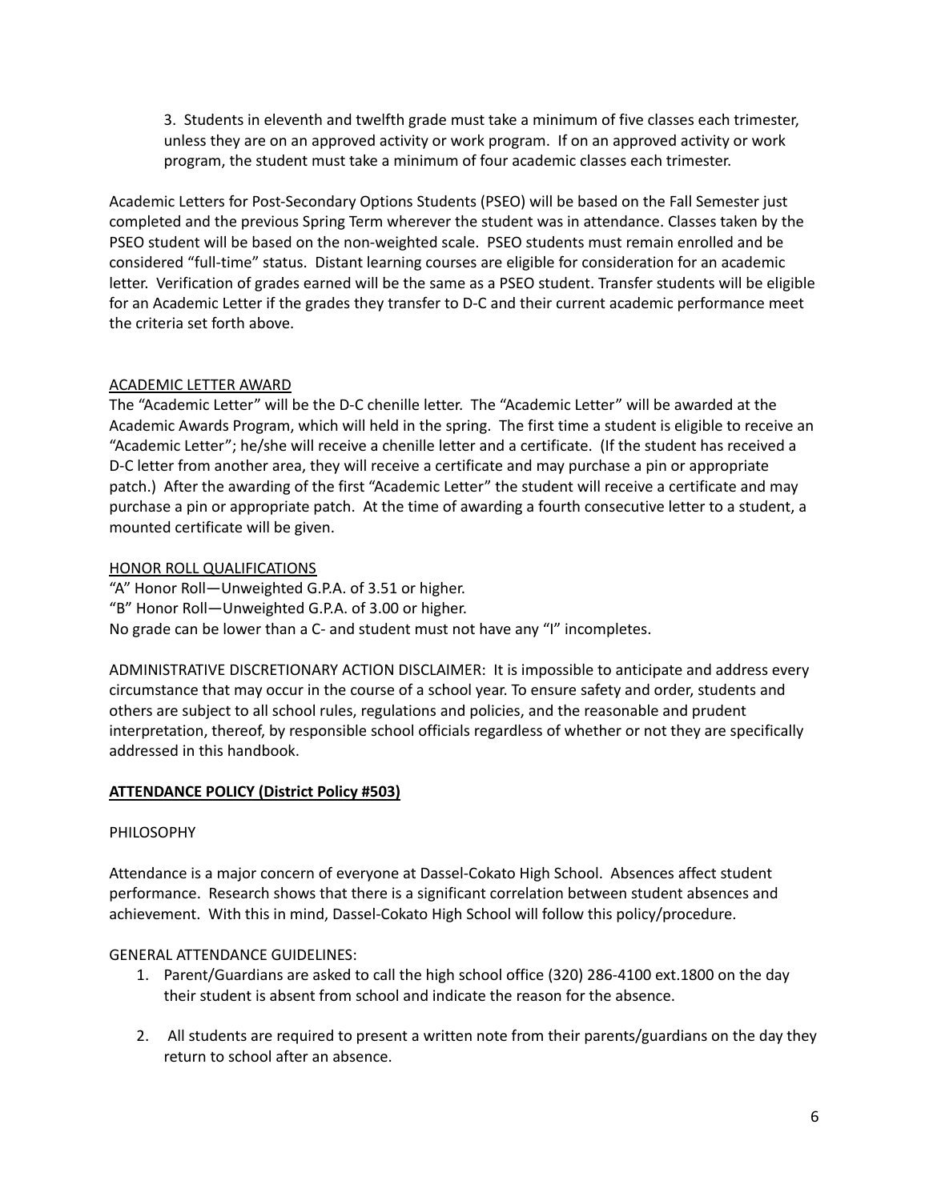3. Students in eleventh and twelfth grade must take a minimum of five classes each trimester, unless they are on an approved activity or work program. If on an approved activity or work program, the student must take a minimum of four academic classes each trimester.

Academic Letters for Post-Secondary Options Students (PSEO) will be based on the Fall Semester just completed and the previous Spring Term wherever the student was in attendance. Classes taken by the PSEO student will be based on the non-weighted scale. PSEO students must remain enrolled and be considered "full-time" status. Distant learning courses are eligible for consideration for an academic letter. Verification of grades earned will be the same as a PSEO student. Transfer students will be eligible for an Academic Letter if the grades they transfer to D-C and their current academic performance meet the criteria set forth above.

<u>ACADEMIC LETTER AWARD</u>

The "Academic Letter" will be the D-C chenille letter. The "Academic Letter" will be awarded at the Academic Awards Program, which will held in the spring. The first time a student is eligible to receive an "Academic Letter"; he/she will receive a chenille letter and a certificate. (If the student has received a D-C letter from another area, they will receive a certificate and may purchase a pin or appropriate patch.) After the awarding of the first "Academic Letter" the student will receive a certificate and may purchase a pin or appropriate patch. At the time of awarding a fourth consecutive letter to a student, a mounted certificate will be given.

<u>HONOR ROLL QUALIFICATIONS</u>

"A" Honor Roll—Unweighted G.P.A. of 3.51 or higher.
"B" Honor Roll—Unweighted G.P.A. of 3.00 or higher.
No grade can be lower than a C- and student must not have any "I" incompletes.

ADMINISTRATIVE DISCRETIONARY ACTION DISCLAIMER: It is impossible to anticipate and address every circumstance that may occur in the course of a school year. To ensure safety and order, students and others are subject to all school rules, regulations and policies, and the reasonable and prudent interpretation, thereof, by responsible school officials regardless of whether or not they are specifically addressed in this handbook.

## ATTENDANCE POLICY (District Policy #503)

PHILOSOPHY

Attendance is a major concern of everyone at Dassel-Cokato High School. Absences affect student performance. Research shows that there is a significant correlation between student absences and achievement. With this in mind, Dassel-Cokato High School will follow this policy/procedure.

GENERAL ATTENDANCE GUIDELINES:

1. Parent/Guardians are asked to call the high school office (320) 286-4100 ext.1800 on the day their student is absent from school and indicate the reason for the absence.
2. All students are required to present a written note from their parents/guardians on the day they return to school after an absence.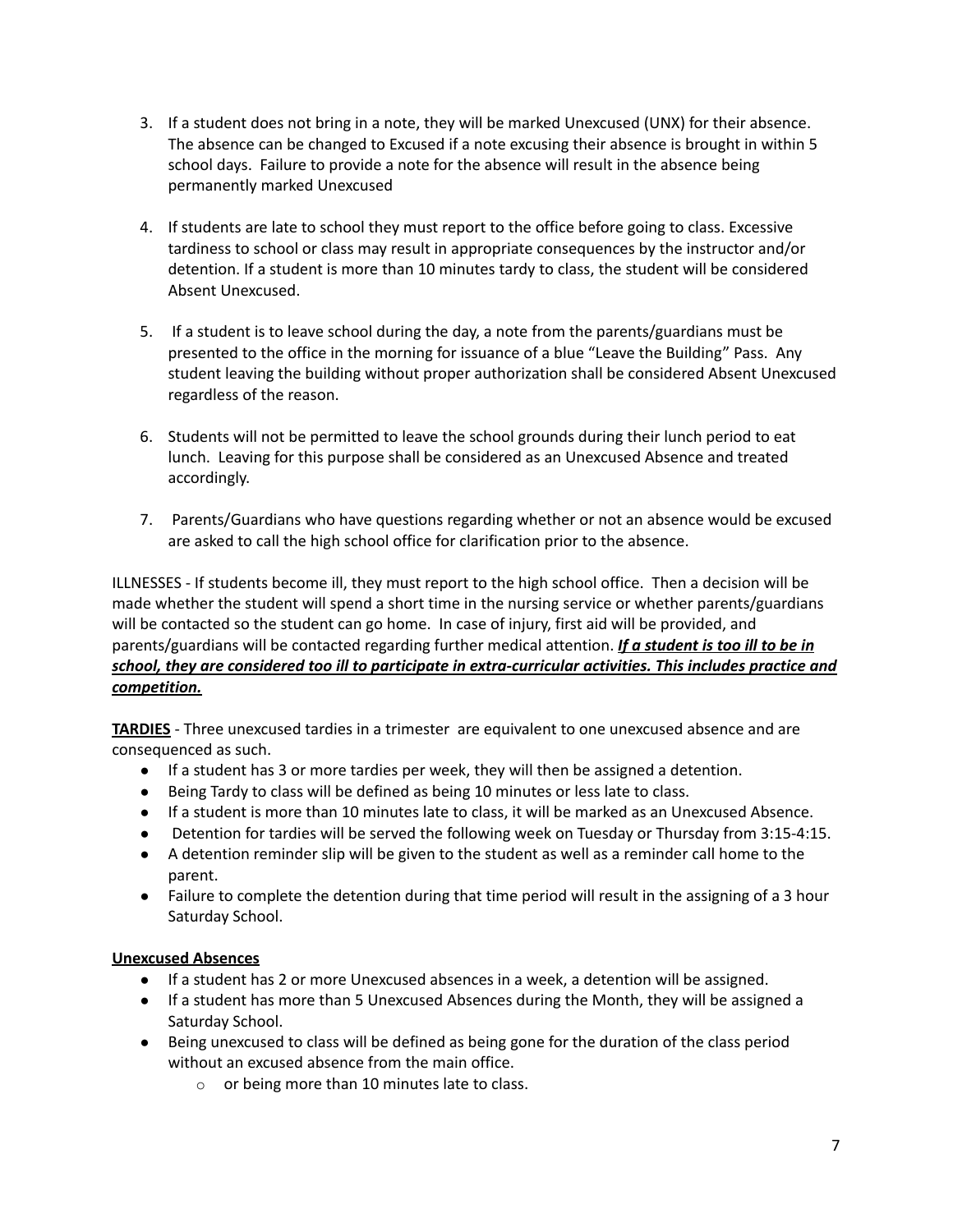3. If a student does not bring in a note, they will be marked Unexcused (UNX) for their absence. The absence can be changed to Excused if a note excusing their absence is brought in within 5 school days. Failure to provide a note for the absence will result in the absence being permanently marked Unexcused

4. If students are late to school they must report to the office before going to class. Excessive tardiness to school or class may result in appropriate consequences by the instructor and/or detention. If a student is more than 10 minutes tardy to class, the student will be considered Absent Unexcused.

5. If a student is to leave school during the day, a note from the parents/guardians must be presented to the office in the morning for issuance of a blue "Leave the Building" Pass. Any student leaving the building without proper authorization shall be considered Absent Unexcused regardless of the reason.

6. Students will not be permitted to leave the school grounds during their lunch period to eat lunch. Leaving for this purpose shall be considered as an Unexcused Absence and treated accordingly.

7. Parents/Guardians who have questions regarding whether or not an absence would be excused are asked to call the high school office for clarification prior to the absence.

ILLNESSES - If students become ill, they must report to the high school office. Then a decision will be made whether the student will spend a short time in the nursing service or whether parents/guardians will be contacted so the student can go home. In case of injury, first aid will be provided, and parents/guardians will be contacted regarding further medical attention. ***<u>If a student is too ill to be in school, they are considered too ill to participate in extra-curricular activities. This includes practice and competition.</u>***

**<u>TARDIES</u>** - Three unexcused tardies in a trimester are equivalent to one unexcused absence and are consequenced as such.

- If a student has 3 or more tardies per week, they will then be assigned a detention.
- Being Tardy to class will be defined as being 10 minutes or less late to class.
- If a student is more than 10 minutes late to class, it will be marked as an Unexcused Absence.
- Detention for tardies will be served the following week on Tuesday or Thursday from 3:15-4:15.
- A detention reminder slip will be given to the student as well as a reminder call home to the parent.
- Failure to complete the detention during that time period will result in the assigning of a 3 hour Saturday School.

**<u>Unexcused Absences</u>**

- If a student has 2 or more Unexcused absences in a week, a detention will be assigned.
- If a student has more than 5 Unexcused Absences during the Month, they will be assigned a Saturday School.
- Being unexcused to class will be defined as being gone for the duration of the class period without an excused absence from the main office.
  - or being more than 10 minutes late to class.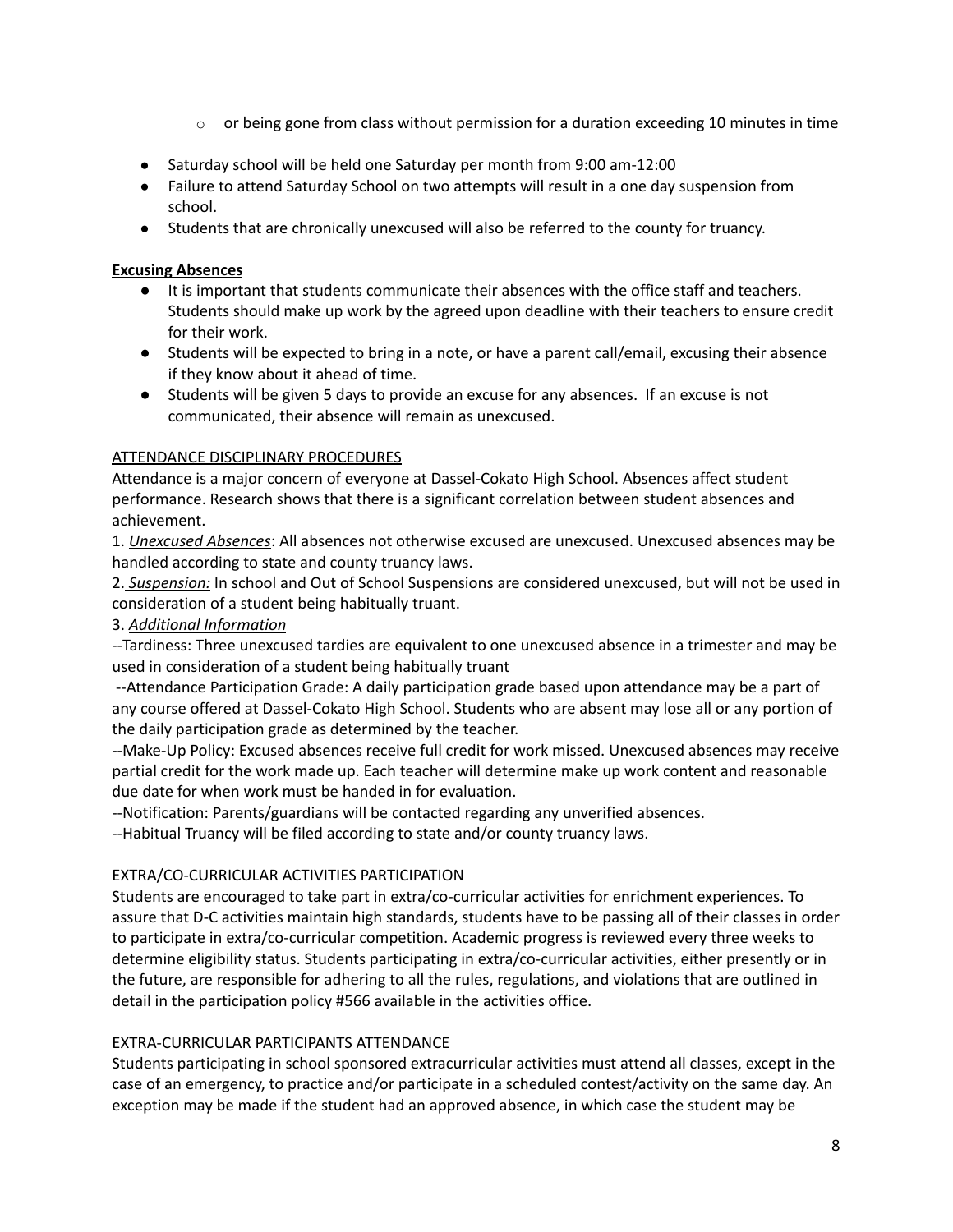- or being gone from class without permission for a duration exceeding 10 minutes in time

- Saturday school will be held one Saturday per month from 9:00 am-12:00
- Failure to attend Saturday School on two attempts will result in a one day suspension from school.
- Students that are chronically unexcused will also be referred to the county for truancy.

**Excusing Absences**

- It is important that students communicate their absences with the office staff and teachers. Students should make up work by the agreed upon deadline with their teachers to ensure credit for their work.
- Students will be expected to bring in a note, or have a parent call/email, excusing their absence if they know about it ahead of time.
- Students will be given 5 days to provide an excuse for any absences. If an excuse is not communicated, their absence will remain as unexcused.

ATTENDANCE DISCIPLINARY PROCEDURES

Attendance is a major concern of everyone at Dassel-Cokato High School. Absences affect student performance. Research shows that there is a significant correlation between student absences and achievement.

1. *Unexcused Absences*: All absences not otherwise excused are unexcused. Unexcused absences may be handled according to state and county truancy laws.

2. *Suspension:* In school and Out of School Suspensions are considered unexcused, but will not be used in consideration of a student being habitually truant.

3. *Additional Information*

--Tardiness: Three unexcused tardies are equivalent to one unexcused absence in a trimester and may be used in consideration of a student being habitually truant

--Attendance Participation Grade: A daily participation grade based upon attendance may be a part of any course offered at Dassel-Cokato High School. Students who are absent may lose all or any portion of the daily participation grade as determined by the teacher.

--Make-Up Policy: Excused absences receive full credit for work missed. Unexcused absences may receive partial credit for the work made up. Each teacher will determine make up work content and reasonable due date for when work must be handed in for evaluation.

--Notification: Parents/guardians will be contacted regarding any unverified absences.

--Habitual Truancy will be filed according to state and/or county truancy laws.

EXTRA/CO-CURRICULAR ACTIVITIES PARTICIPATION

Students are encouraged to take part in extra/co-curricular activities for enrichment experiences. To assure that D-C activities maintain high standards, students have to be passing all of their classes in order to participate in extra/co-curricular competition. Academic progress is reviewed every three weeks to determine eligibility status. Students participating in extra/co-curricular activities, either presently or in the future, are responsible for adhering to all the rules, regulations, and violations that are outlined in detail in the participation policy #566 available in the activities office.

EXTRA-CURRICULAR PARTICIPANTS ATTENDANCE

Students participating in school sponsored extracurricular activities must attend all classes, except in the case of an emergency, to practice and/or participate in a scheduled contest/activity on the same day. An exception may be made if the student had an approved absence, in which case the student may be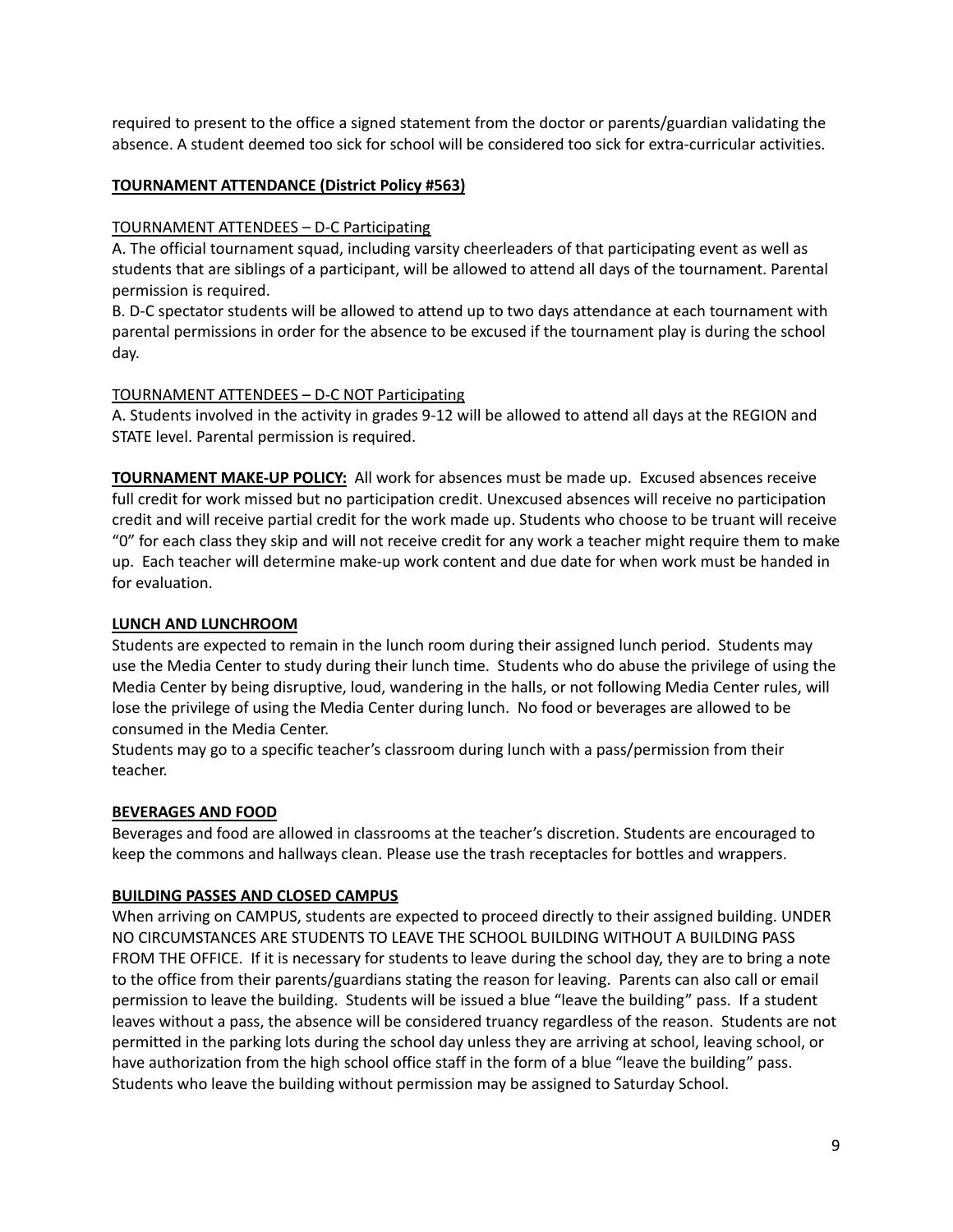required to present to the office a signed statement from the doctor or parents/guardian validating the absence. A student deemed too sick for school will be considered too sick for extra-curricular activities.

## TOURNAMENT ATTENDANCE (District Policy #563)

### TOURNAMENT ATTENDEES – D-C Participating

A. The official tournament squad, including varsity cheerleaders of that participating event as well as students that are siblings of a participant, will be allowed to attend all days of the tournament. Parental permission is required.

B. D-C spectator students will be allowed to attend up to two days attendance at each tournament with parental permissions in order for the absence to be excused if the tournament play is during the school day.

### TOURNAMENT ATTENDEES – D-C NOT Participating

A. Students involved in the activity in grades 9-12 will be allowed to attend all days at the REGION and STATE level. Parental permission is required.

**TOURNAMENT MAKE-UP POLICY:** All work for absences must be made up. Excused absences receive full credit for work missed but no participation credit. Unexcused absences will receive no participation credit and will receive partial credit for the work made up. Students who choose to be truant will receive "0" for each class they skip and will not receive credit for any work a teacher might require them to make up. Each teacher will determine make-up work content and due date for when work must be handed in for evaluation.

## LUNCH AND LUNCHROOM

Students are expected to remain in the lunch room during their assigned lunch period. Students may use the Media Center to study during their lunch time. Students who do abuse the privilege of using the Media Center by being disruptive, loud, wandering in the halls, or not following Media Center rules, will lose the privilege of using the Media Center during lunch. No food or beverages are allowed to be consumed in the Media Center.

Students may go to a specific teacher's classroom during lunch with a pass/permission from their teacher.

## BEVERAGES AND FOOD

Beverages and food are allowed in classrooms at the teacher's discretion. Students are encouraged to keep the commons and hallways clean. Please use the trash receptacles for bottles and wrappers.

## BUILDING PASSES AND CLOSED CAMPUS

When arriving on CAMPUS, students are expected to proceed directly to their assigned building. UNDER NO CIRCUMSTANCES ARE STUDENTS TO LEAVE THE SCHOOL BUILDING WITHOUT A BUILDING PASS FROM THE OFFICE. If it is necessary for students to leave during the school day, they are to bring a note to the office from their parents/guardians stating the reason for leaving. Parents can also call or email permission to leave the building. Students will be issued a blue "leave the building" pass. If a student leaves without a pass, the absence will be considered truancy regardless of the reason. Students are not permitted in the parking lots during the school day unless they are arriving at school, leaving school, or have authorization from the high school office staff in the form of a blue "leave the building" pass. Students who leave the building without permission may be assigned to Saturday School.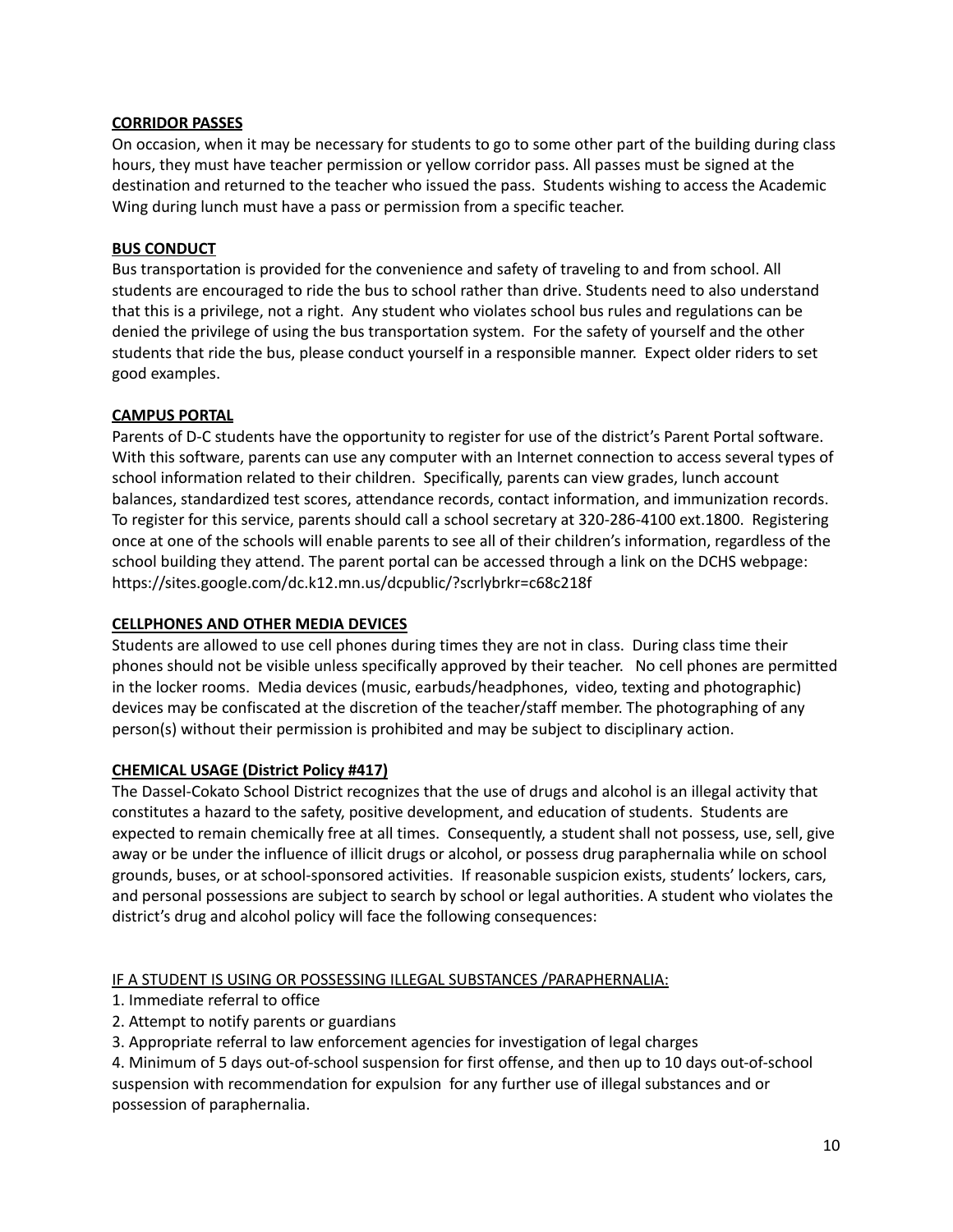**CORRIDOR PASSES**

On occasion, when it may be necessary for students to go to some other part of the building during class hours, they must have teacher permission or yellow corridor pass. All passes must be signed at the destination and returned to the teacher who issued the pass. Students wishing to access the Academic Wing during lunch must have a pass or permission from a specific teacher.

**BUS CONDUCT**

Bus transportation is provided for the convenience and safety of traveling to and from school. All students are encouraged to ride the bus to school rather than drive. Students need to also understand that this is a privilege, not a right. Any student who violates school bus rules and regulations can be denied the privilege of using the bus transportation system. For the safety of yourself and the other students that ride the bus, please conduct yourself in a responsible manner. Expect older riders to set good examples.

**CAMPUS PORTAL**

Parents of D-C students have the opportunity to register for use of the district's Parent Portal software. With this software, parents can use any computer with an Internet connection to access several types of school information related to their children. Specifically, parents can view grades, lunch account balances, standardized test scores, attendance records, contact information, and immunization records. To register for this service, parents should call a school secretary at 320-286-4100 ext.1800. Registering once at one of the schools will enable parents to see all of their children's information, regardless of the school building they attend. The parent portal can be accessed through a link on the DCHS webpage: https://sites.google.com/dc.k12.mn.us/dcpublic/?scrlybrkr=c68c218f

**CELLPHONES AND OTHER MEDIA DEVICES**

Students are allowed to use cell phones during times they are not in class. During class time their phones should not be visible unless specifically approved by their teacher. No cell phones are permitted in the locker rooms. Media devices (music, earbuds/headphones, video, texting and photographic) devices may be confiscated at the discretion of the teacher/staff member. The photographing of any person(s) without their permission is prohibited and may be subject to disciplinary action.

**CHEMICAL USAGE (District Policy #417)**

The Dassel-Cokato School District recognizes that the use of drugs and alcohol is an illegal activity that constitutes a hazard to the safety, positive development, and education of students. Students are expected to remain chemically free at all times. Consequently, a student shall not possess, use, sell, give away or be under the influence of illicit drugs or alcohol, or possess drug paraphernalia while on school grounds, buses, or at school-sponsored activities. If reasonable suspicion exists, students' lockers, cars, and personal possessions are subject to search by school or legal authorities. A student who violates the district's drug and alcohol policy will face the following consequences:

IF A STUDENT IS USING OR POSSESSING ILLEGAL SUBSTANCES /PARAPHERNALIA:

1. Immediate referral to office
2. Attempt to notify parents or guardians
3. Appropriate referral to law enforcement agencies for investigation of legal charges
4. Minimum of 5 days out-of-school suspension for first offense, and then up to 10 days out-of-school suspension with recommendation for expulsion for any further use of illegal substances and or possession of paraphernalia.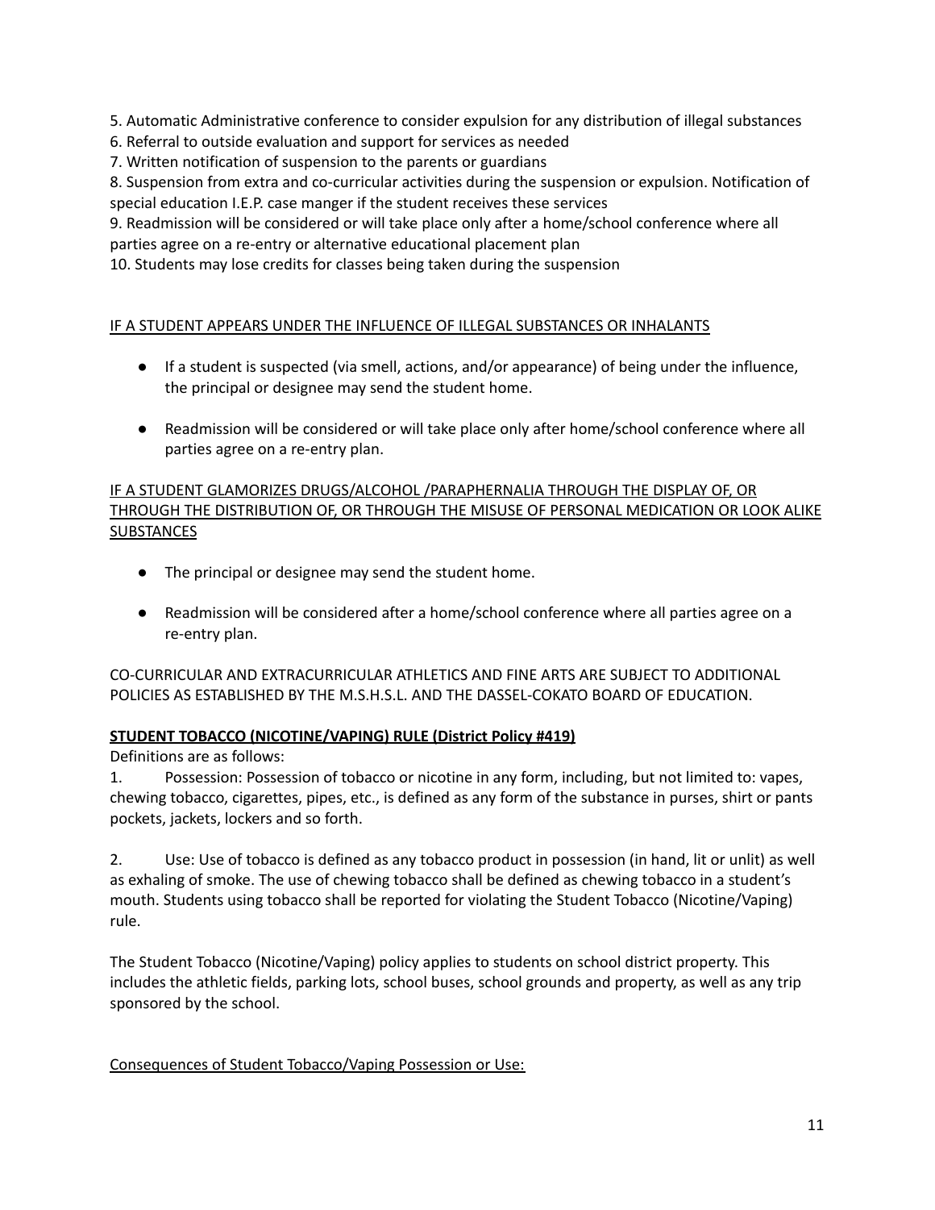5. Automatic Administrative conference to consider expulsion for any distribution of illegal substances
6. Referral to outside evaluation and support for services as needed
7. Written notification of suspension to the parents or guardians
8. Suspension from extra and co-curricular activities during the suspension or expulsion. Notification of special education I.E.P. case manger if the student receives these services
9. Readmission will be considered or will take place only after a home/school conference where all parties agree on a re-entry or alternative educational placement plan
10. Students may lose credits for classes being taken during the suspension

<u>IF A STUDENT APPEARS UNDER THE INFLUENCE OF ILLEGAL SUBSTANCES OR INHALANTS</u>

- If a student is suspected (via smell, actions, and/or appearance) of being under the influence, the principal or designee may send the student home.
- Readmission will be considered or will take place only after home/school conference where all parties agree on a re-entry plan.

<u>IF A STUDENT GLAMORIZES DRUGS/ALCOHOL /PARAPHERNALIA THROUGH THE DISPLAY OF, OR THROUGH THE DISTRIBUTION OF, OR THROUGH THE MISUSE OF PERSONAL MEDICATION OR LOOK ALIKE SUBSTANCES</u>

- The principal or designee may send the student home.
- Readmission will be considered after a home/school conference where all parties agree on a re-entry plan.

CO-CURRICULAR AND EXTRACURRICULAR ATHLETICS AND FINE ARTS ARE SUBJECT TO ADDITIONAL POLICIES AS ESTABLISHED BY THE M.S.H.S.L. AND THE DASSEL-COKATO BOARD OF EDUCATION.

**<u>STUDENT TOBACCO (NICOTINE/VAPING) RULE (District Policy #419)</u>**

Definitions are as follows:

1. Possession: Possession of tobacco or nicotine in any form, including, but not limited to: vapes, chewing tobacco, cigarettes, pipes, etc., is defined as any form of the substance in purses, shirt or pants pockets, jackets, lockers and so forth.

2. Use: Use of tobacco is defined as any tobacco product in possession (in hand, lit or unlit) as well as exhaling of smoke. The use of chewing tobacco shall be defined as chewing tobacco in a student's mouth. Students using tobacco shall be reported for violating the Student Tobacco (Nicotine/Vaping) rule.

The Student Tobacco (Nicotine/Vaping) policy applies to students on school district property. This includes the athletic fields, parking lots, school buses, school grounds and property, as well as any trip sponsored by the school.

<u>Consequences of Student Tobacco/Vaping Possession or Use:</u>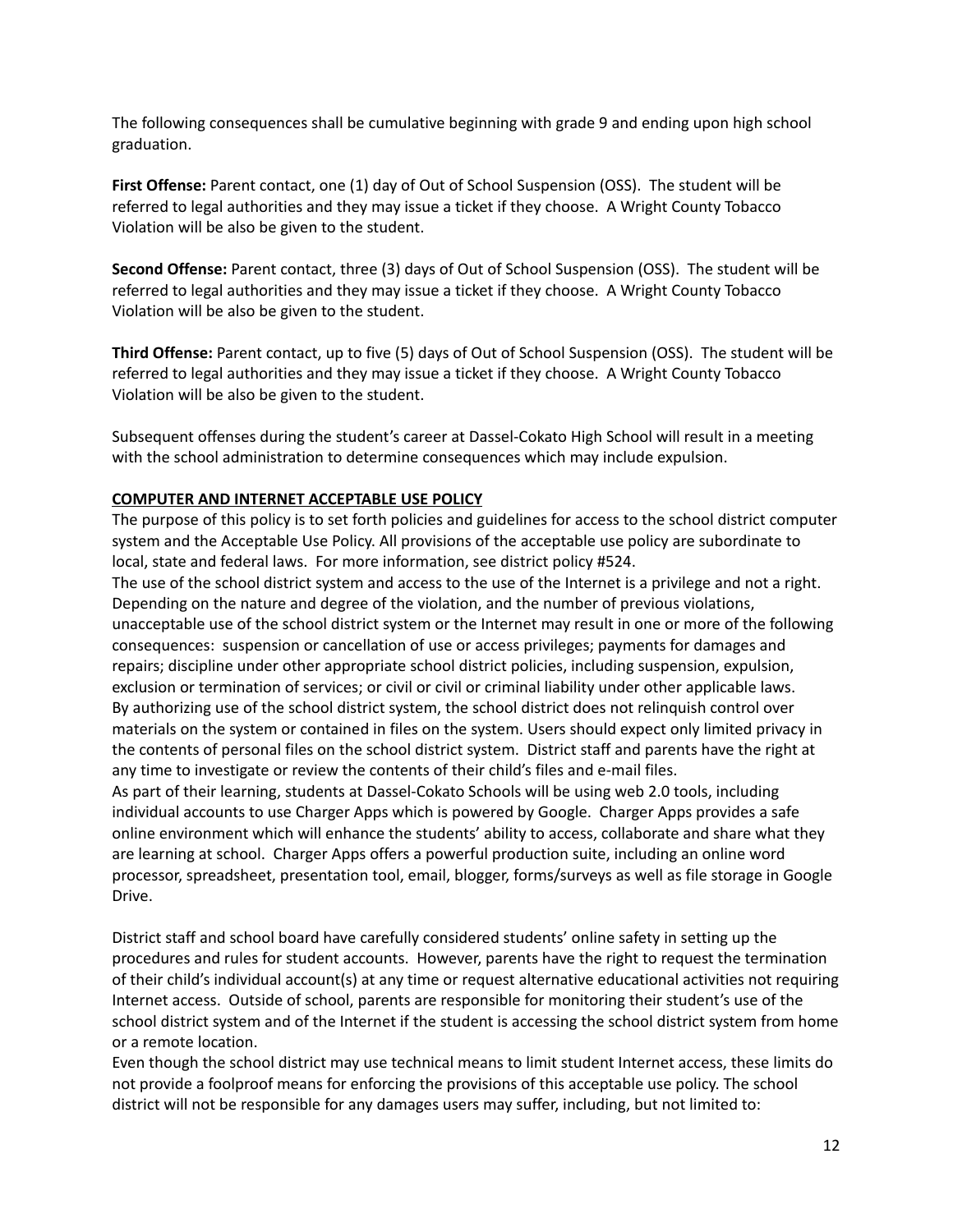The following consequences shall be cumulative beginning with grade 9 and ending upon high school graduation.

**First Offense:** Parent contact, one (1) day of Out of School Suspension (OSS). The student will be referred to legal authorities and they may issue a ticket if they choose. A Wright County Tobacco Violation will be also be given to the student.

**Second Offense:** Parent contact, three (3) days of Out of School Suspension (OSS). The student will be referred to legal authorities and they may issue a ticket if they choose. A Wright County Tobacco Violation will be also be given to the student.

**Third Offense:** Parent contact, up to five (5) days of Out of School Suspension (OSS). The student will be referred to legal authorities and they may issue a ticket if they choose. A Wright County Tobacco Violation will be also be given to the student.

Subsequent offenses during the student's career at Dassel-Cokato High School will result in a meeting with the school administration to determine consequences which may include expulsion.

**COMPUTER AND INTERNET ACCEPTABLE USE POLICY**

The purpose of this policy is to set forth policies and guidelines for access to the school district computer system and the Acceptable Use Policy. All provisions of the acceptable use policy are subordinate to local, state and federal laws. For more information, see district policy #524.

The use of the school district system and access to the use of the Internet is a privilege and not a right. Depending on the nature and degree of the violation, and the number of previous violations, unacceptable use of the school district system or the Internet may result in one or more of the following consequences: suspension or cancellation of use or access privileges; payments for damages and repairs; discipline under other appropriate school district policies, including suspension, expulsion, exclusion or termination of services; or civil or civil or criminal liability under other applicable laws.

By authorizing use of the school district system, the school district does not relinquish control over materials on the system or contained in files on the system. Users should expect only limited privacy in the contents of personal files on the school district system. District staff and parents have the right at any time to investigate or review the contents of their child's files and e-mail files.

As part of their learning, students at Dassel-Cokato Schools will be using web 2.0 tools, including individual accounts to use Charger Apps which is powered by Google. Charger Apps provides a safe online environment which will enhance the students' ability to access, collaborate and share what they are learning at school. Charger Apps offers a powerful production suite, including an online word processor, spreadsheet, presentation tool, email, blogger, forms/surveys as well as file storage in Google Drive.

District staff and school board have carefully considered students' online safety in setting up the procedures and rules for student accounts. However, parents have the right to request the termination of their child's individual account(s) at any time or request alternative educational activities not requiring Internet access. Outside of school, parents are responsible for monitoring their student's use of the school district system and of the Internet if the student is accessing the school district system from home or a remote location.

Even though the school district may use technical means to limit student Internet access, these limits do not provide a foolproof means for enforcing the provisions of this acceptable use policy. The school district will not be responsible for any damages users may suffer, including, but not limited to: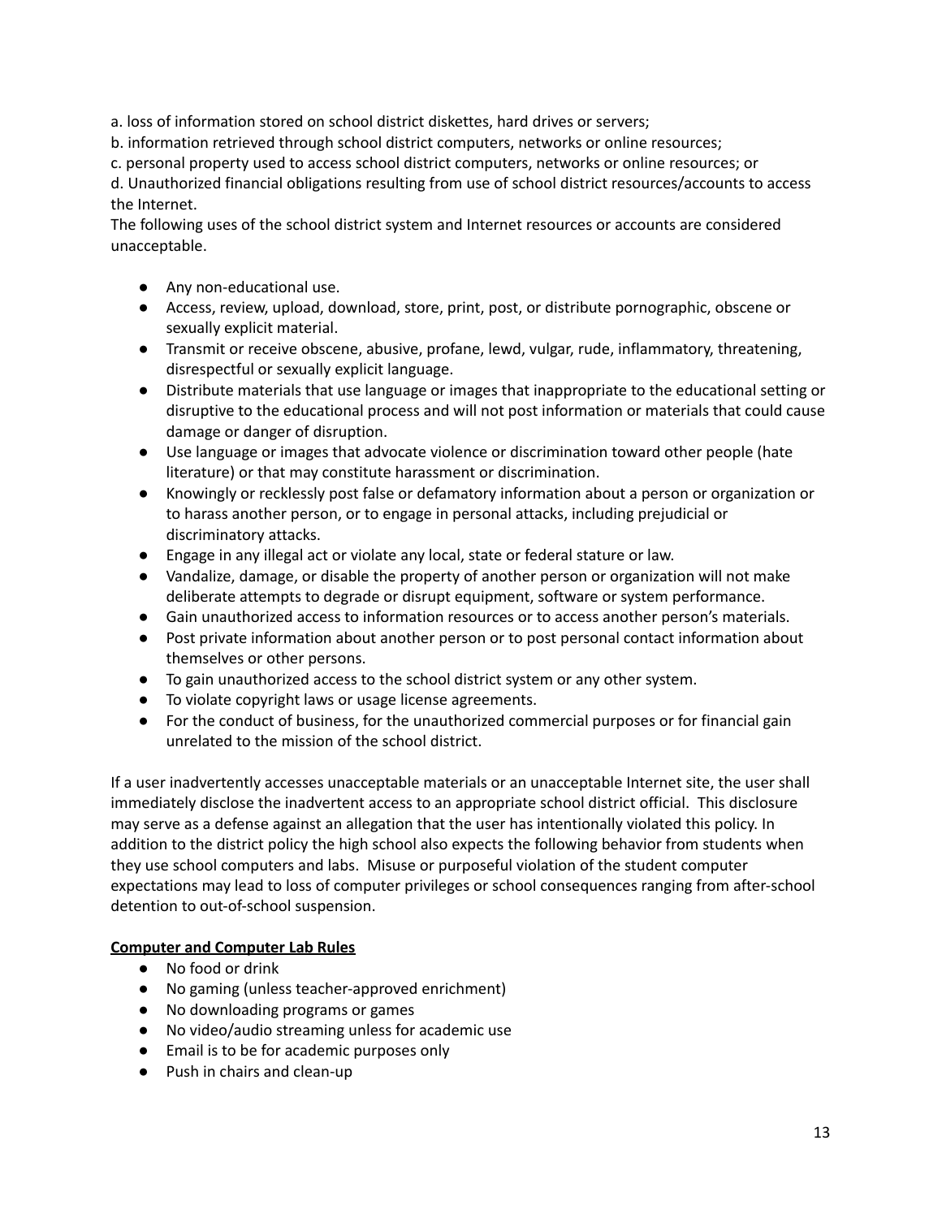a. loss of information stored on school district diskettes, hard drives or servers;
b. information retrieved through school district computers, networks or online resources;
c. personal property used to access school district computers, networks or online resources; or
d. Unauthorized financial obligations resulting from use of school district resources/accounts to access the Internet.
The following uses of the school district system and Internet resources or accounts are considered unacceptable.

- Any non-educational use.
- Access, review, upload, download, store, print, post, or distribute pornographic, obscene or sexually explicit material.
- Transmit or receive obscene, abusive, profane, lewd, vulgar, rude, inflammatory, threatening, disrespectful or sexually explicit language.
- Distribute materials that use language or images that inappropriate to the educational setting or disruptive to the educational process and will not post information or materials that could cause damage or danger of disruption.
- Use language or images that advocate violence or discrimination toward other people (hate literature) or that may constitute harassment or discrimination.
- Knowingly or recklessly post false or defamatory information about a person or organization or to harass another person, or to engage in personal attacks, including prejudicial or discriminatory attacks.
- Engage in any illegal act or violate any local, state or federal stature or law.
- Vandalize, damage, or disable the property of another person or organization will not make deliberate attempts to degrade or disrupt equipment, software or system performance.
- Gain unauthorized access to information resources or to access another person's materials.
- Post private information about another person or to post personal contact information about themselves or other persons.
- To gain unauthorized access to the school district system or any other system.
- To violate copyright laws or usage license agreements.
- For the conduct of business, for the unauthorized commercial purposes or for financial gain unrelated to the mission of the school district.

If a user inadvertently accesses unacceptable materials or an unacceptable Internet site, the user shall immediately disclose the inadvertent access to an appropriate school district official. This disclosure may serve as a defense against an allegation that the user has intentionally violated this policy. In addition to the district policy the high school also expects the following behavior from students when they use school computers and labs. Misuse or purposeful violation of the student computer expectations may lead to loss of computer privileges or school consequences ranging from after-school detention to out-of-school suspension.

**Computer and Computer Lab Rules**

- No food or drink
- No gaming (unless teacher-approved enrichment)
- No downloading programs or games
- No video/audio streaming unless for academic use
- Email is to be for academic purposes only
- Push in chairs and clean-up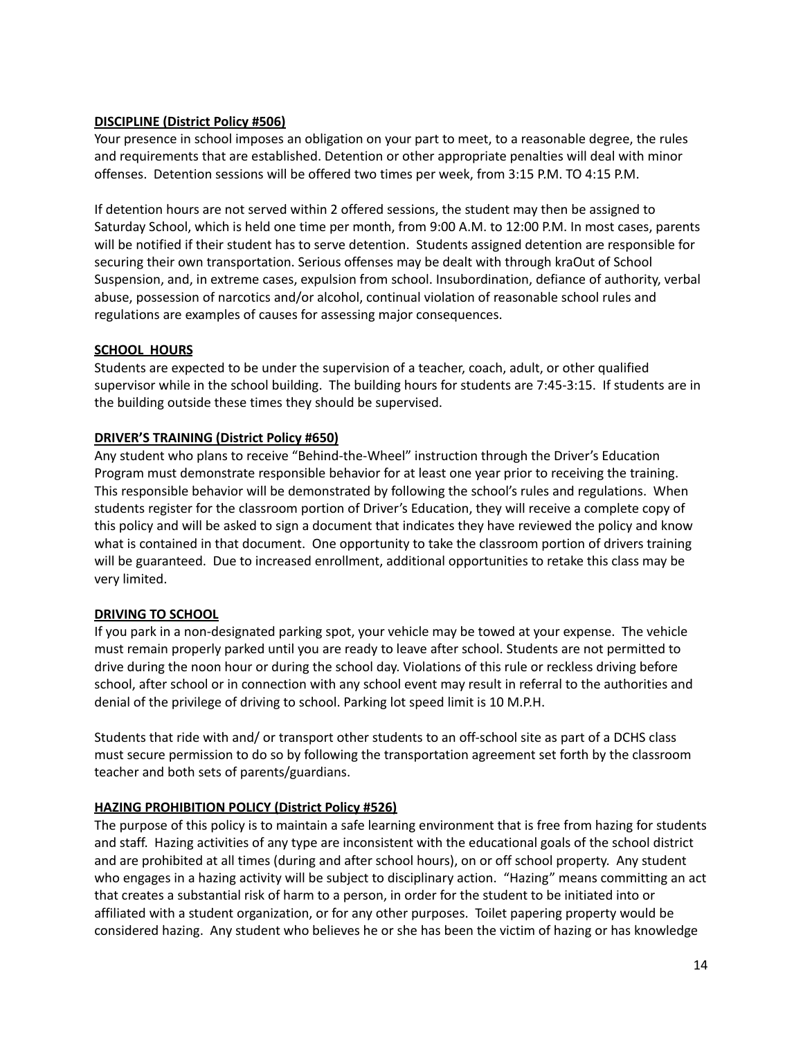**DISCIPLINE (District Policy #506)**

Your presence in school imposes an obligation on your part to meet, to a reasonable degree, the rules and requirements that are established. Detention or other appropriate penalties will deal with minor offenses. Detention sessions will be offered two times per week, from 3:15 P.M. TO 4:15 P.M.

If detention hours are not served within 2 offered sessions, the student may then be assigned to Saturday School, which is held one time per month, from 9:00 A.M. to 12:00 P.M. In most cases, parents will be notified if their student has to serve detention. Students assigned detention are responsible for securing their own transportation. Serious offenses may be dealt with through kraOut of School Suspension, and, in extreme cases, expulsion from school. Insubordination, defiance of authority, verbal abuse, possession of narcotics and/or alcohol, continual violation of reasonable school rules and regulations are examples of causes for assessing major consequences.

**SCHOOL HOURS**

Students are expected to be under the supervision of a teacher, coach, adult, or other qualified supervisor while in the school building. The building hours for students are 7:45-3:15. If students are in the building outside these times they should be supervised.

**DRIVER'S TRAINING (District Policy #650)**

Any student who plans to receive "Behind-the-Wheel" instruction through the Driver's Education Program must demonstrate responsible behavior for at least one year prior to receiving the training. This responsible behavior will be demonstrated by following the school's rules and regulations. When students register for the classroom portion of Driver's Education, they will receive a complete copy of this policy and will be asked to sign a document that indicates they have reviewed the policy and know what is contained in that document. One opportunity to take the classroom portion of drivers training will be guaranteed. Due to increased enrollment, additional opportunities to retake this class may be very limited.

**DRIVING TO SCHOOL**

If you park in a non-designated parking spot, your vehicle may be towed at your expense. The vehicle must remain properly parked until you are ready to leave after school. Students are not permitted to drive during the noon hour or during the school day. Violations of this rule or reckless driving before school, after school or in connection with any school event may result in referral to the authorities and denial of the privilege of driving to school. Parking lot speed limit is 10 M.P.H.

Students that ride with and/ or transport other students to an off-school site as part of a DCHS class must secure permission to do so by following the transportation agreement set forth by the classroom teacher and both sets of parents/guardians.

**HAZING PROHIBITION POLICY (District Policy #526)**

The purpose of this policy is to maintain a safe learning environment that is free from hazing for students and staff. Hazing activities of any type are inconsistent with the educational goals of the school district and are prohibited at all times (during and after school hours), on or off school property. Any student who engages in a hazing activity will be subject to disciplinary action. "Hazing" means committing an act that creates a substantial risk of harm to a person, in order for the student to be initiated into or affiliated with a student organization, or for any other purposes. Toilet papering property would be considered hazing. Any student who believes he or she has been the victim of hazing or has knowledge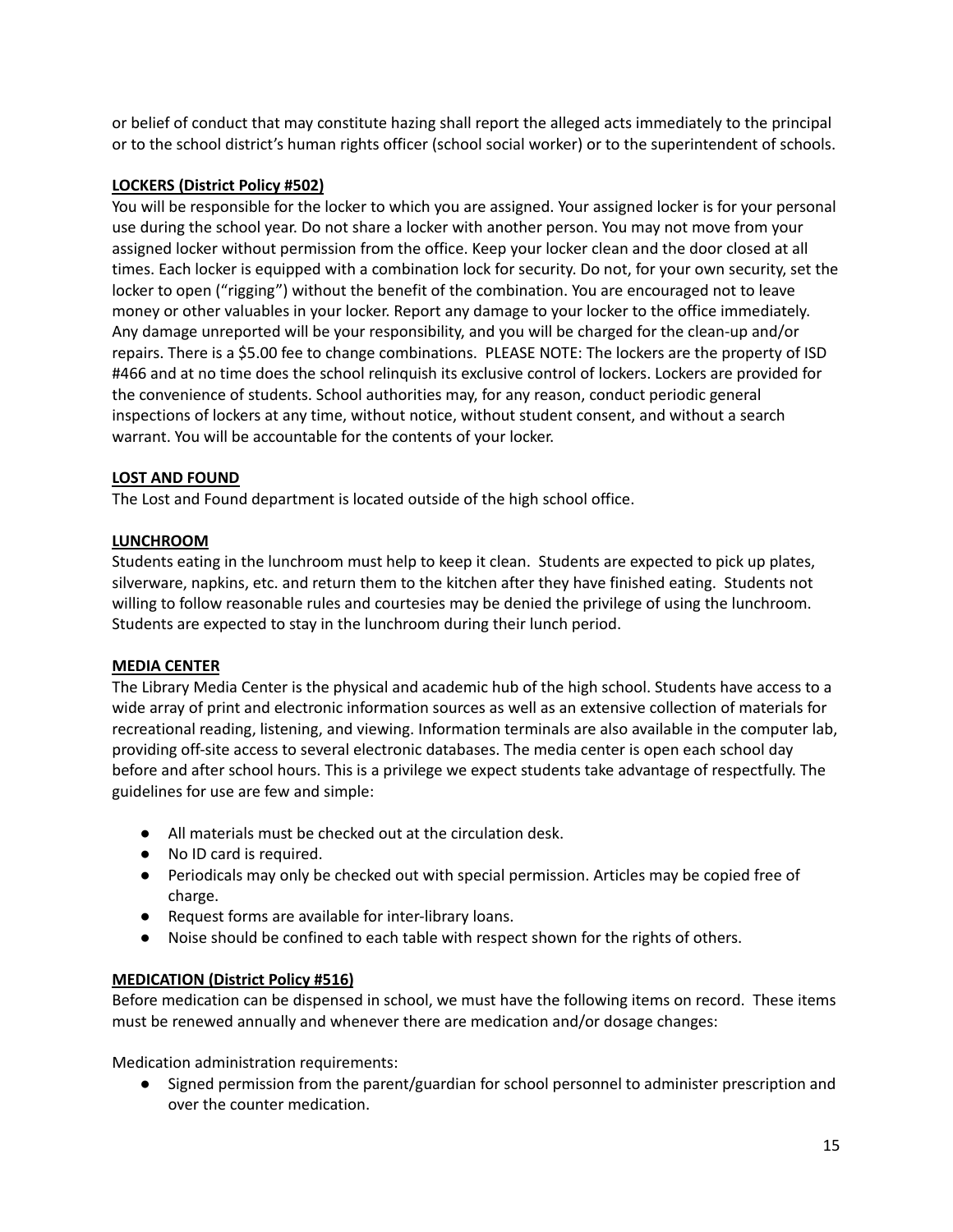or belief of conduct that may constitute hazing shall report the alleged acts immediately to the principal or to the school district's human rights officer (school social worker) or to the superintendent of schools.

**LOCKERS (District Policy #502)**

You will be responsible for the locker to which you are assigned. Your assigned locker is for your personal use during the school year. Do not share a locker with another person. You may not move from your assigned locker without permission from the office. Keep your locker clean and the door closed at all times. Each locker is equipped with a combination lock for security. Do not, for your own security, set the locker to open ("rigging") without the benefit of the combination. You are encouraged not to leave money or other valuables in your locker. Report any damage to your locker to the office immediately. Any damage unreported will be your responsibility, and you will be charged for the clean-up and/or repairs. There is a $5.00 fee to change combinations. PLEASE NOTE: The lockers are the property of ISD #466 and at no time does the school relinquish its exclusive control of lockers. Lockers are provided for the convenience of students. School authorities may, for any reason, conduct periodic general inspections of lockers at any time, without notice, without student consent, and without a search warrant. You will be accountable for the contents of your locker.

**LOST AND FOUND**

The Lost and Found department is located outside of the high school office.

**LUNCHROOM**

Students eating in the lunchroom must help to keep it clean. Students are expected to pick up plates, silverware, napkins, etc. and return them to the kitchen after they have finished eating. Students not willing to follow reasonable rules and courtesies may be denied the privilege of using the lunchroom. Students are expected to stay in the lunchroom during their lunch period.

**MEDIA CENTER**

The Library Media Center is the physical and academic hub of the high school. Students have access to a wide array of print and electronic information sources as well as an extensive collection of materials for recreational reading, listening, and viewing. Information terminals are also available in the computer lab, providing off-site access to several electronic databases. The media center is open each school day before and after school hours. This is a privilege we expect students take advantage of respectfully. The guidelines for use are few and simple:

- All materials must be checked out at the circulation desk.
- No ID card is required.
- Periodicals may only be checked out with special permission. Articles may be copied free of charge.
- Request forms are available for inter-library loans.
- Noise should be confined to each table with respect shown for the rights of others.

**MEDICATION (District Policy #516)**

Before medication can be dispensed in school, we must have the following items on record. These items must be renewed annually and whenever there are medication and/or dosage changes:

Medication administration requirements:

- Signed permission from the parent/guardian for school personnel to administer prescription and over the counter medication.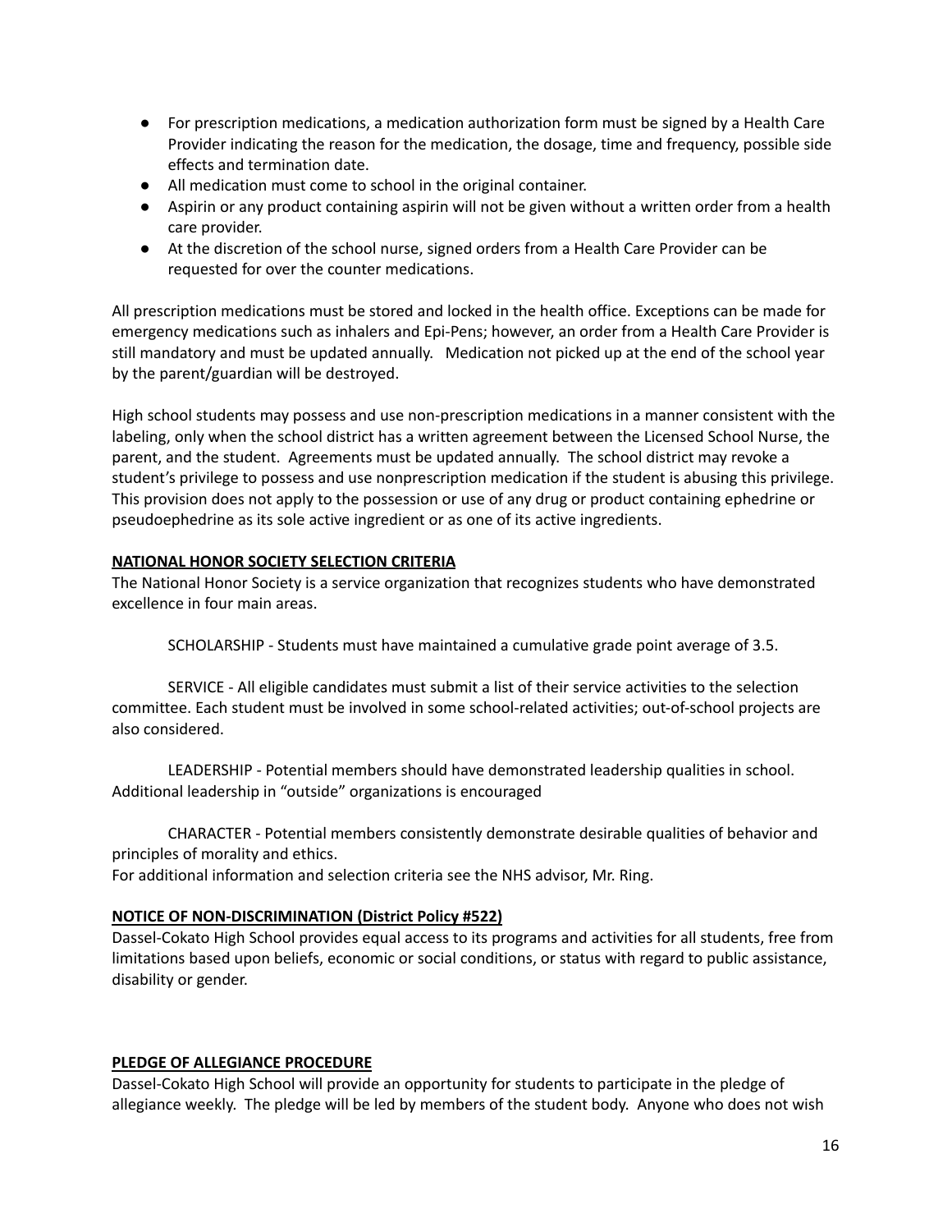- For prescription medications, a medication authorization form must be signed by a Health Care Provider indicating the reason for the medication, the dosage, time and frequency, possible side effects and termination date.
- All medication must come to school in the original container.
- Aspirin or any product containing aspirin will not be given without a written order from a health care provider.
- At the discretion of the school nurse, signed orders from a Health Care Provider can be requested for over the counter medications.

All prescription medications must be stored and locked in the health office. Exceptions can be made for emergency medications such as inhalers and Epi-Pens; however, an order from a Health Care Provider is still mandatory and must be updated annually. Medication not picked up at the end of the school year by the parent/guardian will be destroyed.

High school students may possess and use non-prescription medications in a manner consistent with the labeling, only when the school district has a written agreement between the Licensed School Nurse, the parent, and the student. Agreements must be updated annually. The school district may revoke a student's privilege to possess and use nonprescription medication if the student is abusing this privilege. This provision does not apply to the possession or use of any drug or product containing ephedrine or pseudoephedrine as its sole active ingredient or as one of its active ingredients.

**NATIONAL HONOR SOCIETY SELECTION CRITERIA**

The National Honor Society is a service organization that recognizes students who have demonstrated excellence in four main areas.

SCHOLARSHIP - Students must have maintained a cumulative grade point average of 3.5.

SERVICE - All eligible candidates must submit a list of their service activities to the selection committee. Each student must be involved in some school-related activities; out-of-school projects are also considered.

LEADERSHIP - Potential members should have demonstrated leadership qualities in school. Additional leadership in "outside" organizations is encouraged

CHARACTER - Potential members consistently demonstrate desirable qualities of behavior and principles of morality and ethics.

For additional information and selection criteria see the NHS advisor, Mr. Ring.

**NOTICE OF NON-DISCRIMINATION (District Policy #522)**

Dassel-Cokato High School provides equal access to its programs and activities for all students, free from limitations based upon beliefs, economic or social conditions, or status with regard to public assistance, disability or gender.

**PLEDGE OF ALLEGIANCE PROCEDURE**

Dassel-Cokato High School will provide an opportunity for students to participate in the pledge of allegiance weekly. The pledge will be led by members of the student body. Anyone who does not wish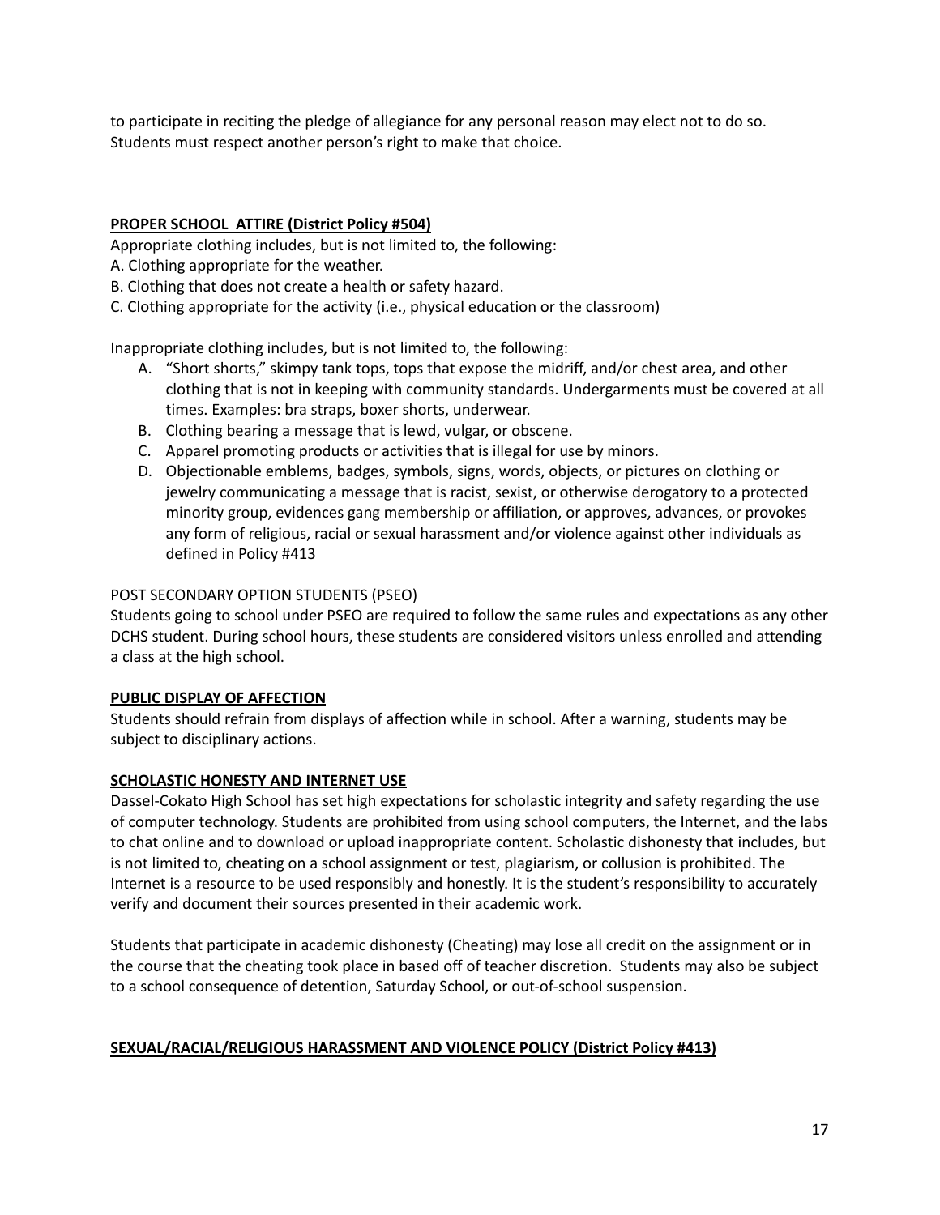to participate in reciting the pledge of allegiance for any personal reason may elect not to do so. Students must respect another person's right to make that choice.

**PROPER SCHOOL ATTIRE (District Policy #504)**

Appropriate clothing includes, but is not limited to, the following:

A. Clothing appropriate for the weather.
B. Clothing that does not create a health or safety hazard.
C. Clothing appropriate for the activity (i.e., physical education or the classroom)

Inappropriate clothing includes, but is not limited to, the following:

A. "Short shorts," skimpy tank tops, tops that expose the midriff, and/or chest area, and other clothing that is not in keeping with community standards. Undergarments must be covered at all times. Examples: bra straps, boxer shorts, underwear.
B. Clothing bearing a message that is lewd, vulgar, or obscene.
C. Apparel promoting products or activities that is illegal for use by minors.
D. Objectionable emblems, badges, symbols, signs, words, objects, or pictures on clothing or jewelry communicating a message that is racist, sexist, or otherwise derogatory to a protected minority group, evidences gang membership or affiliation, or approves, advances, or provokes any form of religious, racial or sexual harassment and/or violence against other individuals as defined in Policy #413

POST SECONDARY OPTION STUDENTS (PSEO)

Students going to school under PSEO are required to follow the same rules and expectations as any other DCHS student. During school hours, these students are considered visitors unless enrolled and attending a class at the high school.

**PUBLIC DISPLAY OF AFFECTION**

Students should refrain from displays of affection while in school. After a warning, students may be subject to disciplinary actions.

**SCHOLASTIC HONESTY AND INTERNET USE**

Dassel-Cokato High School has set high expectations for scholastic integrity and safety regarding the use of computer technology. Students are prohibited from using school computers, the Internet, and the labs to chat online and to download or upload inappropriate content. Scholastic dishonesty that includes, but is not limited to, cheating on a school assignment or test, plagiarism, or collusion is prohibited. The Internet is a resource to be used responsibly and honestly. It is the student's responsibility to accurately verify and document their sources presented in their academic work.

Students that participate in academic dishonesty (Cheating) may lose all credit on the assignment or in the course that the cheating took place in based off of teacher discretion. Students may also be subject to a school consequence of detention, Saturday School, or out-of-school suspension.

**SEXUAL/RACIAL/RELIGIOUS HARASSMENT AND VIOLENCE POLICY (District Policy #413)**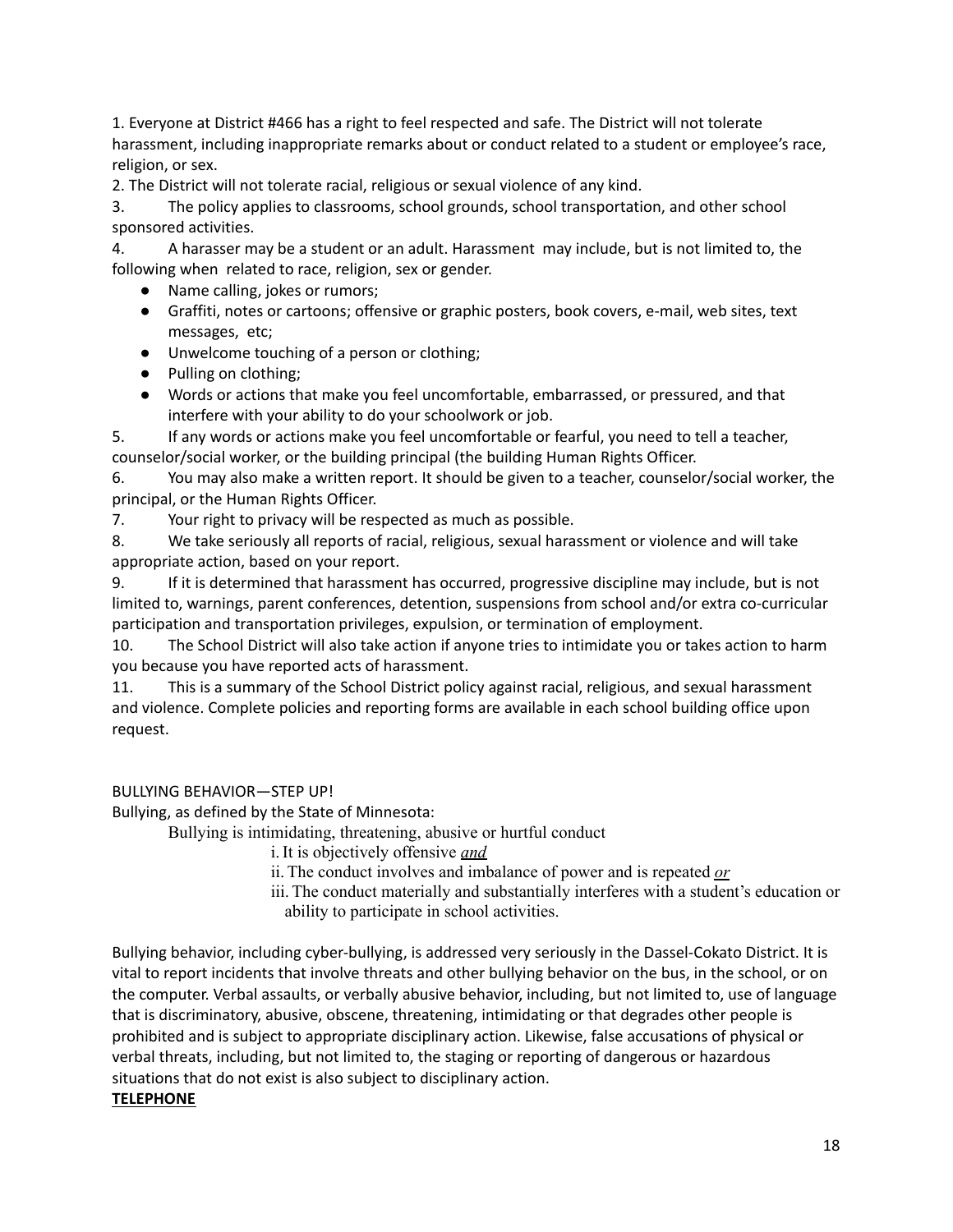1. Everyone at District #466 has a right to feel respected and safe. The District will not tolerate harassment, including inappropriate remarks about or conduct related to a student or employee's race, religion, or sex.
2. The District will not tolerate racial, religious or sexual violence of any kind.
3. The policy applies to classrooms, school grounds, school transportation, and other school sponsored activities.
4. A harasser may be a student or an adult. Harassment may include, but is not limited to, the following when related to race, religion, sex or gender.
   - Name calling, jokes or rumors;
   - Graffiti, notes or cartoons; offensive or graphic posters, book covers, e-mail, web sites, text messages, etc;
   - Unwelcome touching of a person or clothing;
   - Pulling on clothing;
   - Words or actions that make you feel uncomfortable, embarrassed, or pressured, and that interfere with your ability to do your schoolwork or job.
5. If any words or actions make you feel uncomfortable or fearful, you need to tell a teacher, counselor/social worker, or the building principal (the building Human Rights Officer.
6. You may also make a written report. It should be given to a teacher, counselor/social worker, the principal, or the Human Rights Officer.
7. Your right to privacy will be respected as much as possible.
8. We take seriously all reports of racial, religious, sexual harassment or violence and will take appropriate action, based on your report.
9. If it is determined that harassment has occurred, progressive discipline may include, but is not limited to, warnings, parent conferences, detention, suspensions from school and/or extra co-curricular participation and transportation privileges, expulsion, or termination of employment.
10. The School District will also take action if anyone tries to intimidate you or takes action to harm you because you have reported acts of harassment.
11. This is a summary of the School District policy against racial, religious, and sexual harassment and violence. Complete policies and reporting forms are available in each school building office upon request.

BULLYING BEHAVIOR—STEP UP!

Bullying, as defined by the State of Minnesota:

Bullying is intimidating, threatening, abusive or hurtful conduct

i. It is objectively offensive <u>*and*</u>

ii. The conduct involves and imbalance of power and is repeated <u>*or*</u>

iii. The conduct materially and substantially interferes with a student's education or ability to participate in school activities.

Bullying behavior, including cyber-bullying, is addressed very seriously in the Dassel-Cokato District. It is vital to report incidents that involve threats and other bullying behavior on the bus, in the school, or on the computer. Verbal assaults, or verbally abusive behavior, including, but not limited to, use of language that is discriminatory, abusive, obscene, threatening, intimidating or that degrades other people is prohibited and is subject to appropriate disciplinary action. Likewise, false accusations of physical or verbal threats, including, but not limited to, the staging or reporting of dangerous or hazardous situations that do not exist is also subject to disciplinary action.

**<u>TELEPHONE</u>**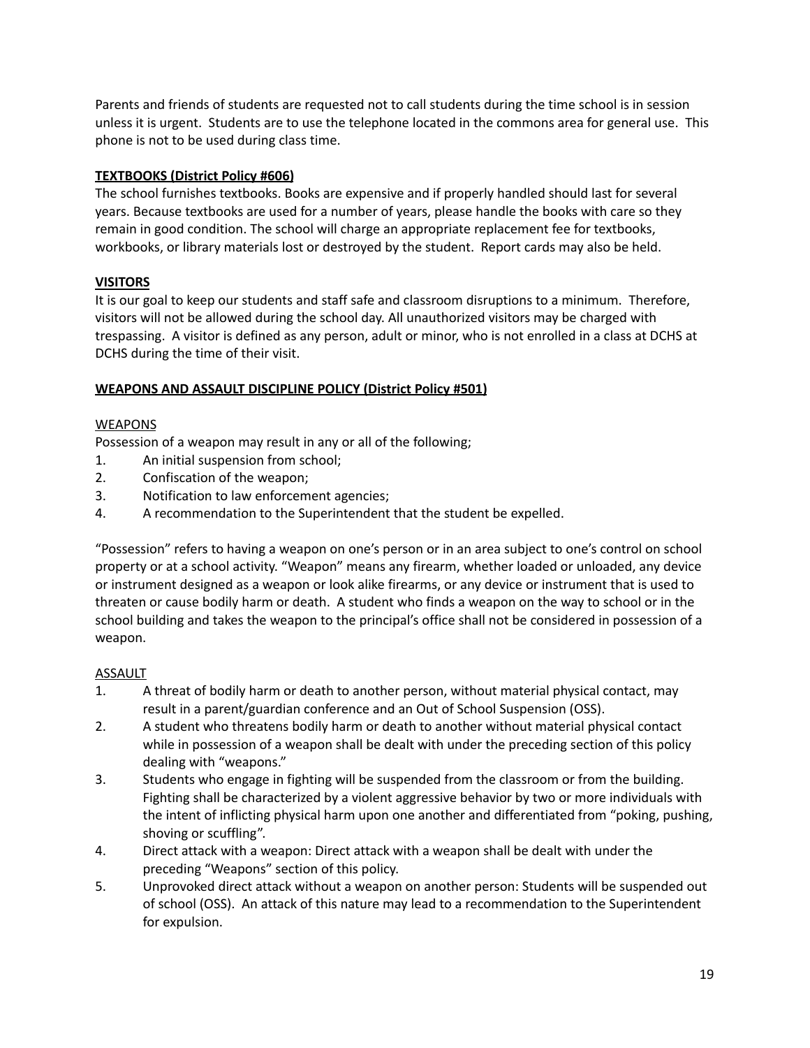Parents and friends of students are requested not to call students during the time school is in session unless it is urgent. Students are to use the telephone located in the commons area for general use. This phone is not to be used during class time.

**TEXTBOOKS (District Policy #606)**

The school furnishes textbooks. Books are expensive and if properly handled should last for several years. Because textbooks are used for a number of years, please handle the books with care so they remain in good condition. The school will charge an appropriate replacement fee for textbooks, workbooks, or library materials lost or destroyed by the student. Report cards may also be held.

**VISITORS**

It is our goal to keep our students and staff safe and classroom disruptions to a minimum. Therefore, visitors will not be allowed during the school day. All unauthorized visitors may be charged with trespassing. A visitor is defined as any person, adult or minor, who is not enrolled in a class at DCHS at DCHS during the time of their visit.

**WEAPONS AND ASSAULT DISCIPLINE POLICY (District Policy #501)**

WEAPONS

Possession of a weapon may result in any or all of the following;

1. An initial suspension from school;
2. Confiscation of the weapon;
3. Notification to law enforcement agencies;
4. A recommendation to the Superintendent that the student be expelled.

"Possession" refers to having a weapon on one's person or in an area subject to one's control on school property or at a school activity. "Weapon" means any firearm, whether loaded or unloaded, any device or instrument designed as a weapon or look alike firearms, or any device or instrument that is used to threaten or cause bodily harm or death. A student who finds a weapon on the way to school or in the school building and takes the weapon to the principal's office shall not be considered in possession of a weapon.

ASSAULT

1. A threat of bodily harm or death to another person, without material physical contact, may result in a parent/guardian conference and an Out of School Suspension (OSS).
2. A student who threatens bodily harm or death to another without material physical contact while in possession of a weapon shall be dealt with under the preceding section of this policy dealing with "weapons."
3. Students who engage in fighting will be suspended from the classroom or from the building. Fighting shall be characterized by a violent aggressive behavior by two or more individuals with the intent of inflicting physical harm upon one another and differentiated from "poking, pushing, shoving or scuffling".
4. Direct attack with a weapon: Direct attack with a weapon shall be dealt with under the preceding "Weapons" section of this policy.
5. Unprovoked direct attack without a weapon on another person: Students will be suspended out of school (OSS). An attack of this nature may lead to a recommendation to the Superintendent for expulsion.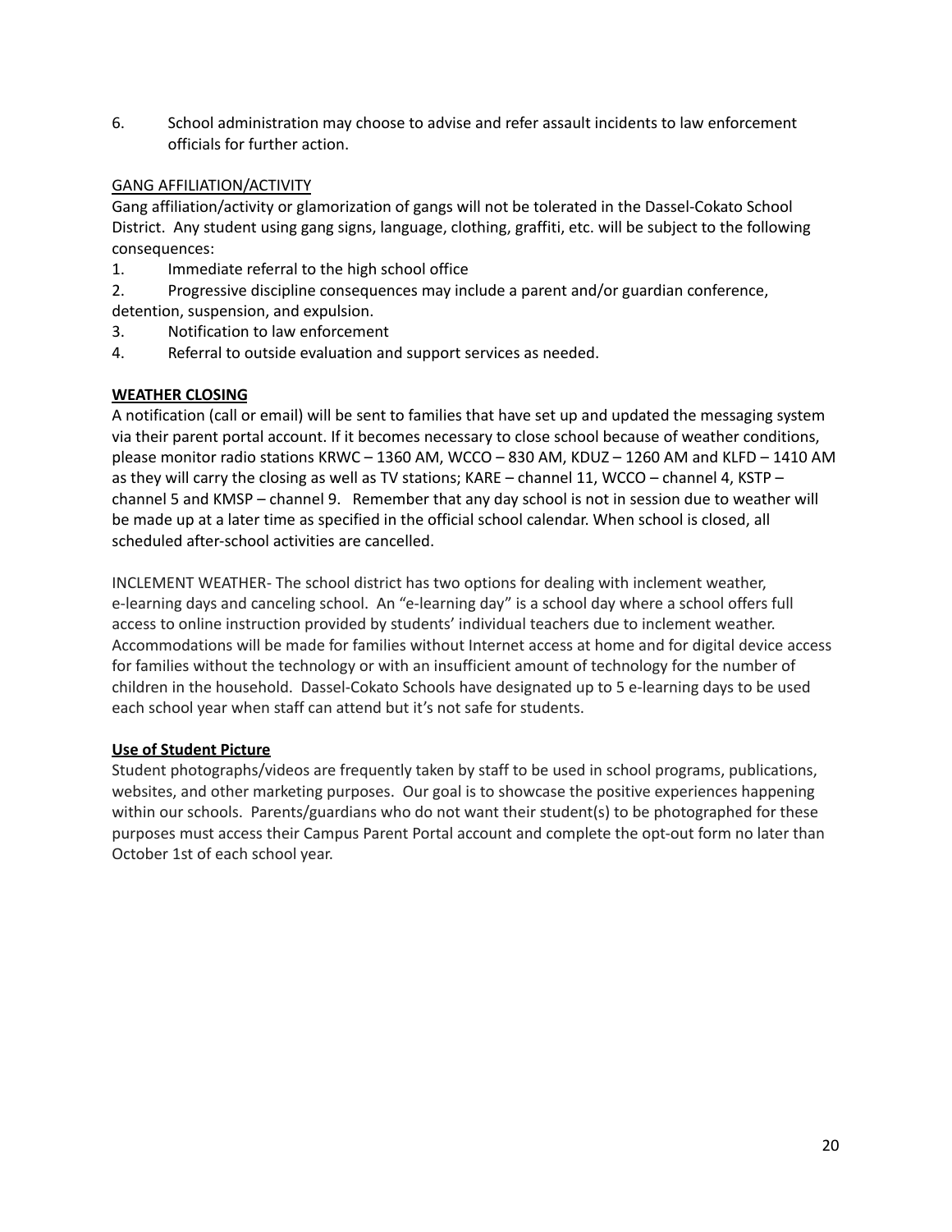6. School administration may choose to advise and refer assault incidents to law enforcement officials for further action.

GANG AFFILIATION/ACTIVITY

Gang affiliation/activity or glamorization of gangs will not be tolerated in the Dassel-Cokato School District. Any student using gang signs, language, clothing, graffiti, etc. will be subject to the following consequences:

1. Immediate referral to the high school office
2. Progressive discipline consequences may include a parent and/or guardian conference, detention, suspension, and expulsion.
3. Notification to law enforcement
4. Referral to outside evaluation and support services as needed.

**WEATHER CLOSING**

A notification (call or email) will be sent to families that have set up and updated the messaging system via their parent portal account. If it becomes necessary to close school because of weather conditions, please monitor radio stations KRWC – 1360 AM, WCCO – 830 AM, KDUZ – 1260 AM and KLFD – 1410 AM as they will carry the closing as well as TV stations; KARE – channel 11, WCCO – channel 4, KSTP – channel 5 and KMSP – channel 9. Remember that any day school is not in session due to weather will be made up at a later time as specified in the official school calendar. When school is closed, all scheduled after-school activities are cancelled.

INCLEMENT WEATHER- The school district has two options for dealing with inclement weather, e-learning days and canceling school. An "e-learning day" is a school day where a school offers full access to online instruction provided by students' individual teachers due to inclement weather. Accommodations will be made for families without Internet access at home and for digital device access for families without the technology or with an insufficient amount of technology for the number of children in the household. Dassel-Cokato Schools have designated up to 5 e-learning days to be used each school year when staff can attend but it's not safe for students.

**Use of Student Picture**

Student photographs/videos are frequently taken by staff to be used in school programs, publications, websites, and other marketing purposes. Our goal is to showcase the positive experiences happening within our schools. Parents/guardians who do not want their student(s) to be photographed for these purposes must access their Campus Parent Portal account and complete the opt-out form no later than October 1st of each school year.